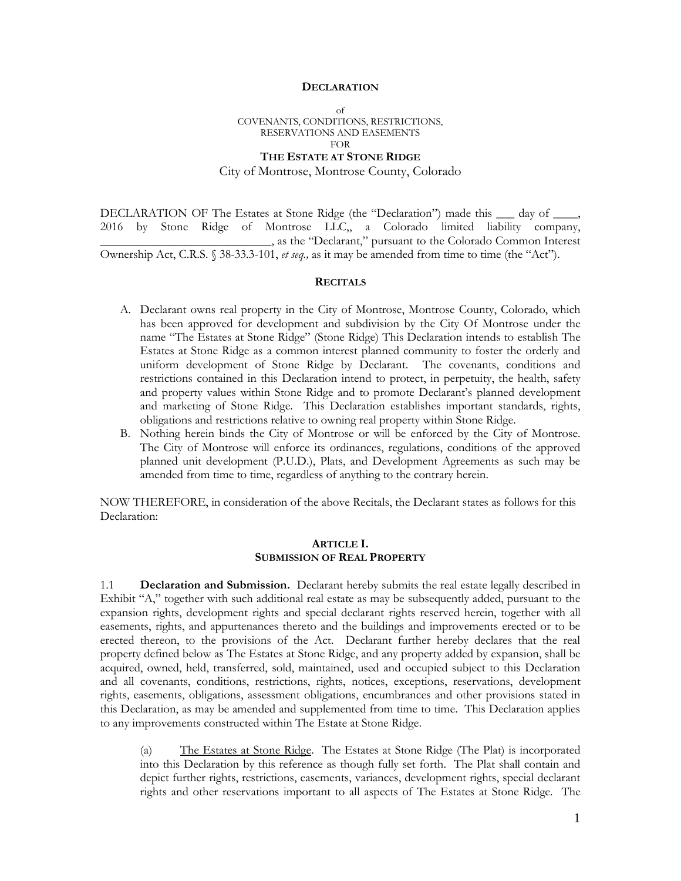**DECLARATION**

of
COVENANTS, CONDITIONS, RESTRICTIONS,
RESERVATIONS AND EASEMENTS
FOR

**THE ESTATE AT STONE RIDGE**

City of Montrose, Montrose County, Colorado

DECLARATION OF The Estates at Stone Ridge (the "Declaration") made this ___ day of ____, 2016 by Stone Ridge of Montrose LLC,, a Colorado limited liability company, ____________________________, as the "Declarant," pursuant to the Colorado Common Interest Ownership Act, C.R.S. § 38-33.3-101, *et seq.,* as it may be amended from time to time (the "Act").

**RECITALS**

A. Declarant owns real property in the City of Montrose, Montrose County, Colorado, which has been approved for development and subdivision by the City Of Montrose under the name "The Estates at Stone Ridge" (Stone Ridge) This Declaration intends to establish The Estates at Stone Ridge as a common interest planned community to foster the orderly and uniform development of Stone Ridge by Declarant. The covenants, conditions and restrictions contained in this Declaration intend to protect, in perpetuity, the health, safety and property values within Stone Ridge and to promote Declarant's planned development and marketing of Stone Ridge. This Declaration establishes important standards, rights, obligations and restrictions relative to owning real property within Stone Ridge.
B. Nothing herein binds the City of Montrose or will be enforced by the City of Montrose. The City of Montrose will enforce its ordinances, regulations, conditions of the approved planned unit development (P.U.D.), Plats, and Development Agreements as such may be amended from time to time, regardless of anything to the contrary herein.

NOW THEREFORE, in consideration of the above Recitals, the Declarant states as follows for this Declaration:

**ARTICLE I.**
**SUBMISSION OF REAL PROPERTY**

1.1 **Declaration and Submission.** Declarant hereby submits the real estate legally described in Exhibit "A," together with such additional real estate as may be subsequently added, pursuant to the expansion rights, development rights and special declarant rights reserved herein, together with all easements, rights, and appurtenances thereto and the buildings and improvements erected or to be erected thereon, to the provisions of the Act. Declarant further hereby declares that the real property defined below as The Estates at Stone Ridge, and any property added by expansion, shall be acquired, owned, held, transferred, sold, maintained, used and occupied subject to this Declaration and all covenants, conditions, restrictions, rights, notices, exceptions, reservations, development rights, easements, obligations, assessment obligations, encumbrances and other provisions stated in this Declaration, as may be amended and supplemented from time to time. This Declaration applies to any improvements constructed within The Estate at Stone Ridge.

(a) The Estates at Stone Ridge. The Estates at Stone Ridge (The Plat) is incorporated into this Declaration by this reference as though fully set forth. The Plat shall contain and depict further rights, restrictions, easements, variances, development rights, special declarant rights and other reservations important to all aspects of The Estates at Stone Ridge. The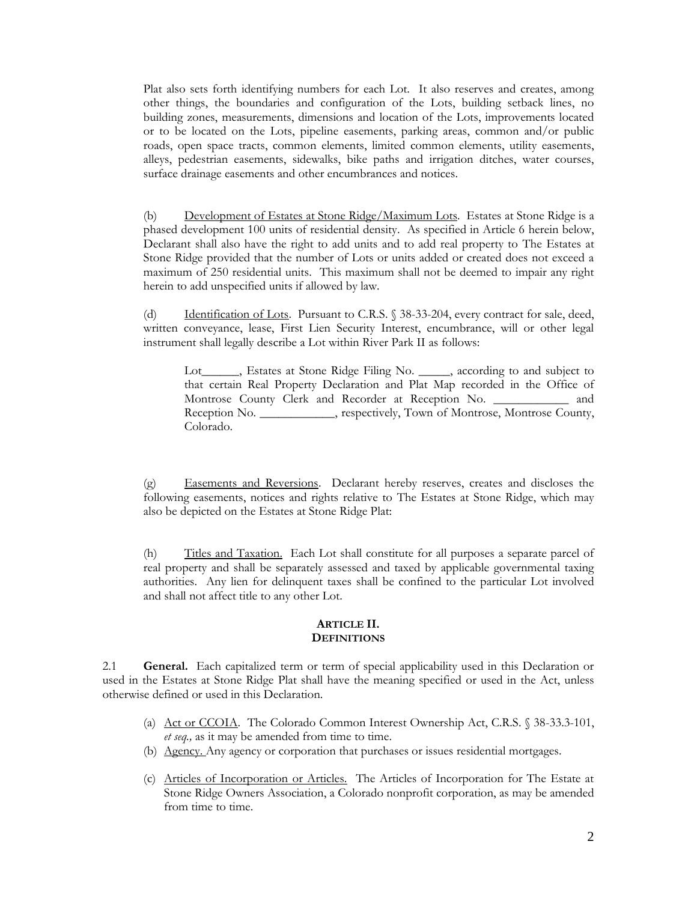Plat also sets forth identifying numbers for each Lot. It also reserves and creates, among other things, the boundaries and configuration of the Lots, building setback lines, no building zones, measurements, dimensions and location of the Lots, improvements located or to be located on the Lots, pipeline easements, parking areas, common and/or public roads, open space tracts, common elements, limited common elements, utility easements, alleys, pedestrian easements, sidewalks, bike paths and irrigation ditches, water courses, surface drainage easements and other encumbrances and notices.

(b) Development of Estates at Stone Ridge/Maximum Lots. Estates at Stone Ridge is a phased development 100 units of residential density. As specified in Article 6 herein below, Declarant shall also have the right to add units and to add real property to The Estates at Stone Ridge provided that the number of Lots or units added or created does not exceed a maximum of 250 residential units. This maximum shall not be deemed to impair any right herein to add unspecified units if allowed by law.

(d) Identification of Lots. Pursuant to C.R.S. § 38-33-204, every contract for sale, deed, written conveyance, lease, First Lien Security Interest, encumbrance, will or other legal instrument shall legally describe a Lot within River Park II as follows:

> Lot______, Estates at Stone Ridge Filing No. _____, according to and subject to that certain Real Property Declaration and Plat Map recorded in the Office of Montrose County Clerk and Recorder at Reception No. ____________ and Reception No. ____________, respectively, Town of Montrose, Montrose County, Colorado.

(g) Easements and Reversions. Declarant hereby reserves, creates and discloses the following easements, notices and rights relative to The Estates at Stone Ridge, which may also be depicted on the Estates at Stone Ridge Plat:

(h) Titles and Taxation. Each Lot shall constitute for all purposes a separate parcel of real property and shall be separately assessed and taxed by applicable governmental taxing authorities. Any lien for delinquent taxes shall be confined to the particular Lot involved and shall not affect title to any other Lot.

## ARTICLE II.
## DEFINITIONS

2.1 **General.** Each capitalized term or term of special applicability used in this Declaration or used in the Estates at Stone Ridge Plat shall have the meaning specified or used in the Act, unless otherwise defined or used in this Declaration.

(a) Act or CCOIA. The Colorado Common Interest Ownership Act, C.R.S. § 38-33.3-101, *et seq.,* as it may be amended from time to time.

(b) Agency. Any agency or corporation that purchases or issues residential mortgages.

(c) Articles of Incorporation or Articles. The Articles of Incorporation for The Estate at Stone Ridge Owners Association, a Colorado nonprofit corporation, as may be amended from time to time.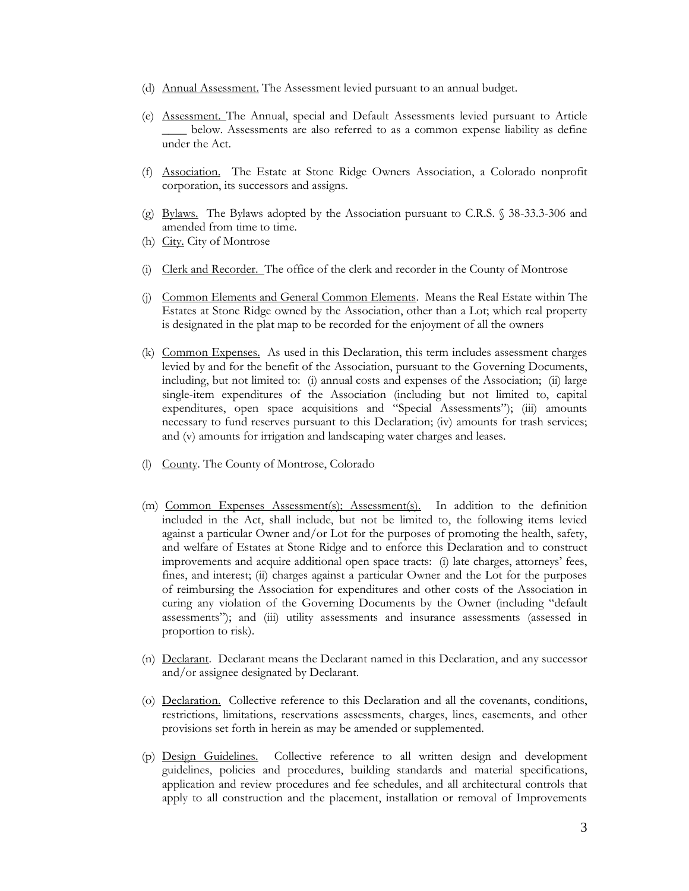(d) Annual Assessment. The Assessment levied pursuant to an annual budget.

(e) Assessment. The Annual, special and Default Assessments levied pursuant to Article ____ below. Assessments are also referred to as a common expense liability as define under the Act.

(f) Association. The Estate at Stone Ridge Owners Association, a Colorado nonprofit corporation, its successors and assigns.

(g) Bylaws. The Bylaws adopted by the Association pursuant to C.R.S. § 38-33.3-306 and amended from time to time.

(h) City. City of Montrose

(i) Clerk and Recorder. The office of the clerk and recorder in the County of Montrose

(j) Common Elements and General Common Elements. Means the Real Estate within The Estates at Stone Ridge owned by the Association, other than a Lot; which real property is designated in the plat map to be recorded for the enjoyment of all the owners

(k) Common Expenses. As used in this Declaration, this term includes assessment charges levied by and for the benefit of the Association, pursuant to the Governing Documents, including, but not limited to: (i) annual costs and expenses of the Association; (ii) large single-item expenditures of the Association (including but not limited to, capital expenditures, open space acquisitions and "Special Assessments"); (iii) amounts necessary to fund reserves pursuant to this Declaration; (iv) amounts for trash services; and (v) amounts for irrigation and landscaping water charges and leases.

(l) County. The County of Montrose, Colorado

(m) Common Expenses Assessment(s); Assessment(s). In addition to the definition included in the Act, shall include, but not be limited to, the following items levied against a particular Owner and/or Lot for the purposes of promoting the health, safety, and welfare of Estates at Stone Ridge and to enforce this Declaration and to construct improvements and acquire additional open space tracts: (i) late charges, attorneys' fees, fines, and interest; (ii) charges against a particular Owner and the Lot for the purposes of reimbursing the Association for expenditures and other costs of the Association in curing any violation of the Governing Documents by the Owner (including "default assessments"); and (iii) utility assessments and insurance assessments (assessed in proportion to risk).

(n) Declarant. Declarant means the Declarant named in this Declaration, and any successor and/or assignee designated by Declarant.

(o) Declaration. Collective reference to this Declaration and all the covenants, conditions, restrictions, limitations, reservations assessments, charges, lines, easements, and other provisions set forth in herein as may be amended or supplemented.

(p) Design Guidelines. Collective reference to all written design and development guidelines, policies and procedures, building standards and material specifications, application and review procedures and fee schedules, and all architectural controls that apply to all construction and the placement, installation or removal of Improvements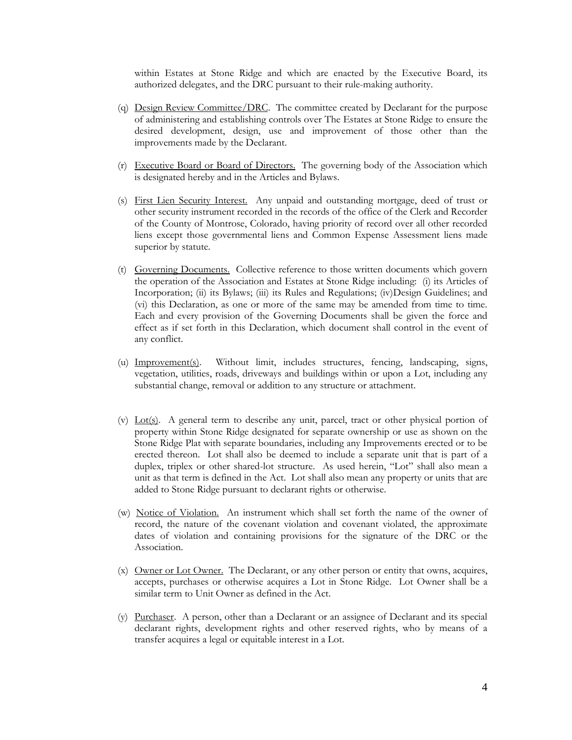within Estates at Stone Ridge and which are enacted by the Executive Board, its authorized delegates, and the DRC pursuant to their rule-making authority.

(q) Design Review Committee/DRC. The committee created by Declarant for the purpose of administering and establishing controls over The Estates at Stone Ridge to ensure the desired development, design, use and improvement of those other than the improvements made by the Declarant.

(r) Executive Board or Board of Directors. The governing body of the Association which is designated hereby and in the Articles and Bylaws.

(s) First Lien Security Interest. Any unpaid and outstanding mortgage, deed of trust or other security instrument recorded in the records of the office of the Clerk and Recorder of the County of Montrose, Colorado, having priority of record over all other recorded liens except those governmental liens and Common Expense Assessment liens made superior by statute.

(t) Governing Documents. Collective reference to those written documents which govern the operation of the Association and Estates at Stone Ridge including: (i) its Articles of Incorporation; (ii) its Bylaws; (iii) its Rules and Regulations; (iv)Design Guidelines; and (vi) this Declaration, as one or more of the same may be amended from time to time. Each and every provision of the Governing Documents shall be given the force and effect as if set forth in this Declaration, which document shall control in the event of any conflict.

(u) Improvement(s). Without limit, includes structures, fencing, landscaping, signs, vegetation, utilities, roads, driveways and buildings within or upon a Lot, including any substantial change, removal or addition to any structure or attachment.

(v) Lot(s). A general term to describe any unit, parcel, tract or other physical portion of property within Stone Ridge designated for separate ownership or use as shown on the Stone Ridge Plat with separate boundaries, including any Improvements erected or to be erected thereon. Lot shall also be deemed to include a separate unit that is part of a duplex, triplex or other shared-lot structure. As used herein, "Lot" shall also mean a unit as that term is defined in the Act. Lot shall also mean any property or units that are added to Stone Ridge pursuant to declarant rights or otherwise.

(w) Notice of Violation. An instrument which shall set forth the name of the owner of record, the nature of the covenant violation and covenant violated, the approximate dates of violation and containing provisions for the signature of the DRC or the Association.

(x) Owner or Lot Owner. The Declarant, or any other person or entity that owns, acquires, accepts, purchases or otherwise acquires a Lot in Stone Ridge. Lot Owner shall be a similar term to Unit Owner as defined in the Act.

(y) Purchaser. A person, other than a Declarant or an assignee of Declarant and its special declarant rights, development rights and other reserved rights, who by means of a transfer acquires a legal or equitable interest in a Lot.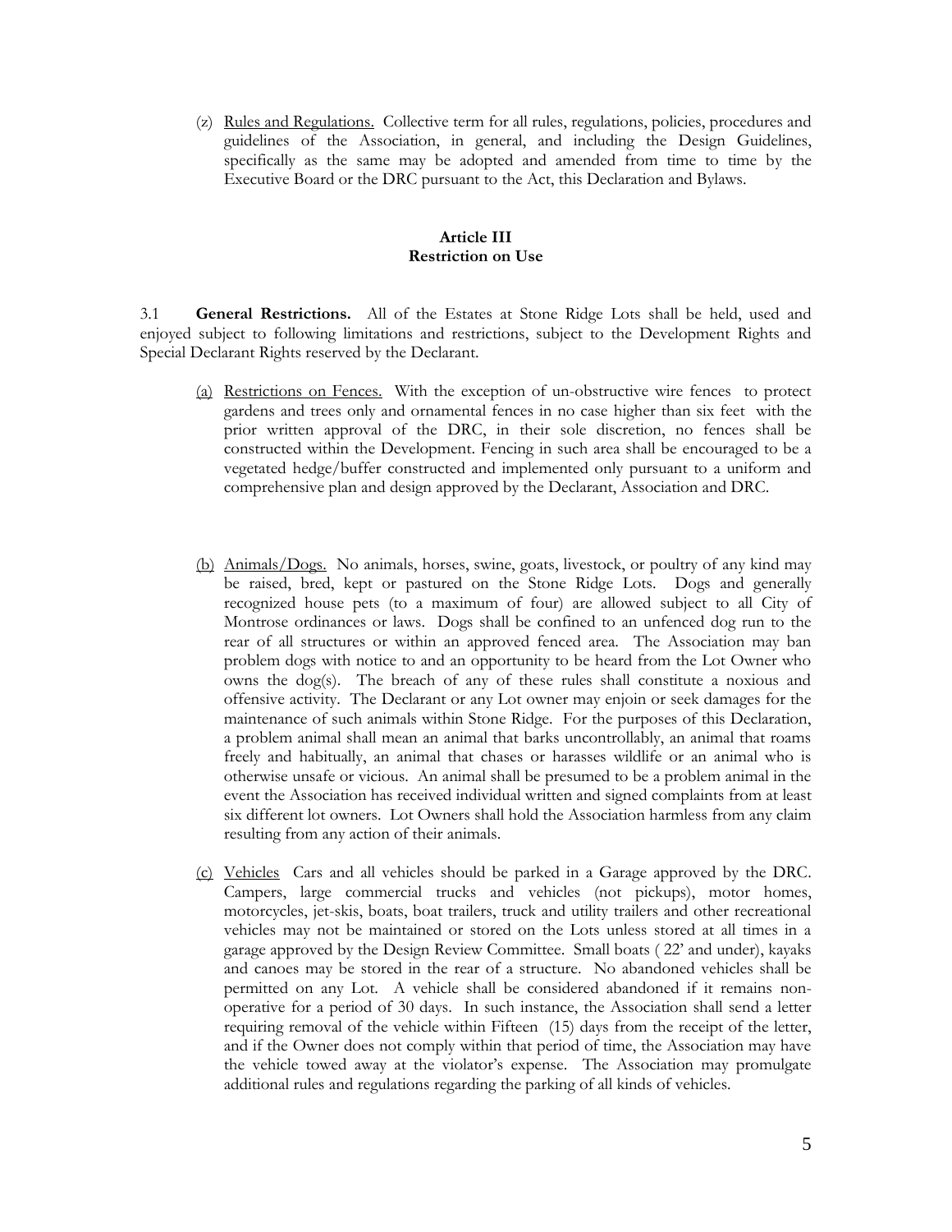(z) Rules and Regulations. Collective term for all rules, regulations, policies, procedures and guidelines of the Association, in general, and including the Design Guidelines, specifically as the same may be adopted and amended from time to time by the Executive Board or the DRC pursuant to the Act, this Declaration and Bylaws.

## Article III
## Restriction on Use

3.1 **General Restrictions.** All of the Estates at Stone Ridge Lots shall be held, used and enjoyed subject to following limitations and restrictions, subject to the Development Rights and Special Declarant Rights reserved by the Declarant.

(a) Restrictions on Fences. With the exception of un-obstructive wire fences to protect gardens and trees only and ornamental fences in no case higher than six feet with the prior written approval of the DRC, in their sole discretion, no fences shall be constructed within the Development. Fencing in such area shall be encouraged to be a vegetated hedge/buffer constructed and implemented only pursuant to a uniform and comprehensive plan and design approved by the Declarant, Association and DRC.

(b) Animals/Dogs. No animals, horses, swine, goats, livestock, or poultry of any kind may be raised, bred, kept or pastured on the Stone Ridge Lots. Dogs and generally recognized house pets (to a maximum of four) are allowed subject to all City of Montrose ordinances or laws. Dogs shall be confined to an unfenced dog run to the rear of all structures or within an approved fenced area. The Association may ban problem dogs with notice to and an opportunity to be heard from the Lot Owner who owns the dog(s). The breach of any of these rules shall constitute a noxious and offensive activity. The Declarant or any Lot owner may enjoin or seek damages for the maintenance of such animals within Stone Ridge. For the purposes of this Declaration, a problem animal shall mean an animal that barks uncontrollably, an animal that roams freely and habitually, an animal that chases or harasses wildlife or an animal who is otherwise unsafe or vicious. An animal shall be presumed to be a problem animal in the event the Association has received individual written and signed complaints from at least six different lot owners. Lot Owners shall hold the Association harmless from any claim resulting from any action of their animals.

(c) Vehicles Cars and all vehicles should be parked in a Garage approved by the DRC. Campers, large commercial trucks and vehicles (not pickups), motor homes, motorcycles, jet-skis, boats, boat trailers, truck and utility trailers and other recreational vehicles may not be maintained or stored on the Lots unless stored at all times in a garage approved by the Design Review Committee. Small boats ( 22' and under), kayaks and canoes may be stored in the rear of a structure. No abandoned vehicles shall be permitted on any Lot. A vehicle shall be considered abandoned if it remains non-operative for a period of 30 days. In such instance, the Association shall send a letter requiring removal of the vehicle within Fifteen (15) days from the receipt of the letter, and if the Owner does not comply within that period of time, the Association may have the vehicle towed away at the violator's expense. The Association may promulgate additional rules and regulations regarding the parking of all kinds of vehicles.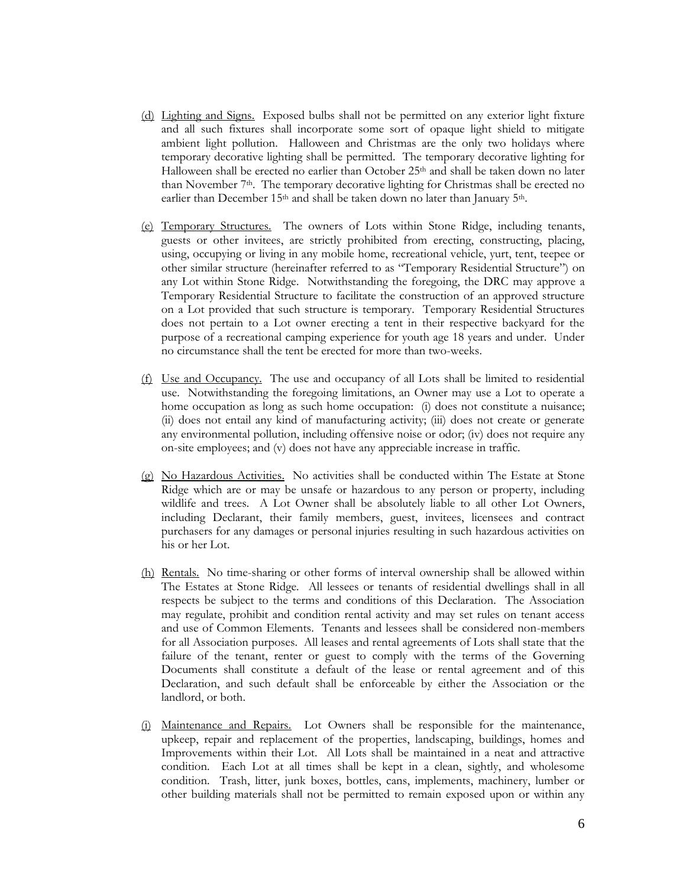(d) <u>Lighting and Signs.</u> Exposed bulbs shall not be permitted on any exterior light fixture and all such fixtures shall incorporate some sort of opaque light shield to mitigate ambient light pollution. Halloween and Christmas are the only two holidays where temporary decorative lighting shall be permitted. The temporary decorative lighting for Halloween shall be erected no earlier than October 25th and shall be taken down no later than November 7th. The temporary decorative lighting for Christmas shall be erected no earlier than December 15th and shall be taken down no later than January 5th.

(e) <u>Temporary Structures.</u> The owners of Lots within Stone Ridge, including tenants, guests or other invitees, are strictly prohibited from erecting, constructing, placing, using, occupying or living in any mobile home, recreational vehicle, yurt, tent, teepee or other similar structure (hereinafter referred to as "Temporary Residential Structure") on any Lot within Stone Ridge. Notwithstanding the foregoing, the DRC may approve a Temporary Residential Structure to facilitate the construction of an approved structure on a Lot provided that such structure is temporary. Temporary Residential Structures does not pertain to a Lot owner erecting a tent in their respective backyard for the purpose of a recreational camping experience for youth age 18 years and under. Under no circumstance shall the tent be erected for more than two-weeks.

(f) <u>Use and Occupancy.</u> The use and occupancy of all Lots shall be limited to residential use. Notwithstanding the foregoing limitations, an Owner may use a Lot to operate a home occupation as long as such home occupation: (i) does not constitute a nuisance; (ii) does not entail any kind of manufacturing activity; (iii) does not create or generate any environmental pollution, including offensive noise or odor; (iv) does not require any on-site employees; and (v) does not have any appreciable increase in traffic.

(g) <u>No Hazardous Activities.</u> No activities shall be conducted within The Estate at Stone Ridge which are or may be unsafe or hazardous to any person or property, including wildlife and trees. A Lot Owner shall be absolutely liable to all other Lot Owners, including Declarant, their family members, guest, invitees, licensees and contract purchasers for any damages or personal injuries resulting in such hazardous activities on his or her Lot.

(h) <u>Rentals.</u> No time-sharing or other forms of interval ownership shall be allowed within The Estates at Stone Ridge. All lessees or tenants of residential dwellings shall in all respects be subject to the terms and conditions of this Declaration. The Association may regulate, prohibit and condition rental activity and may set rules on tenant access and use of Common Elements. Tenants and lessees shall be considered non-members for all Association purposes. All leases and rental agreements of Lots shall state that the failure of the tenant, renter or guest to comply with the terms of the Governing Documents shall constitute a default of the lease or rental agreement and of this Declaration, and such default shall be enforceable by either the Association or the landlord, or both.

(i) <u>Maintenance and Repairs.</u> Lot Owners shall be responsible for the maintenance, upkeep, repair and replacement of the properties, landscaping, buildings, homes and Improvements within their Lot. All Lots shall be maintained in a neat and attractive condition. Each Lot at all times shall be kept in a clean, sightly, and wholesome condition. Trash, litter, junk boxes, bottles, cans, implements, machinery, lumber or other building materials shall not be permitted to remain exposed upon or within any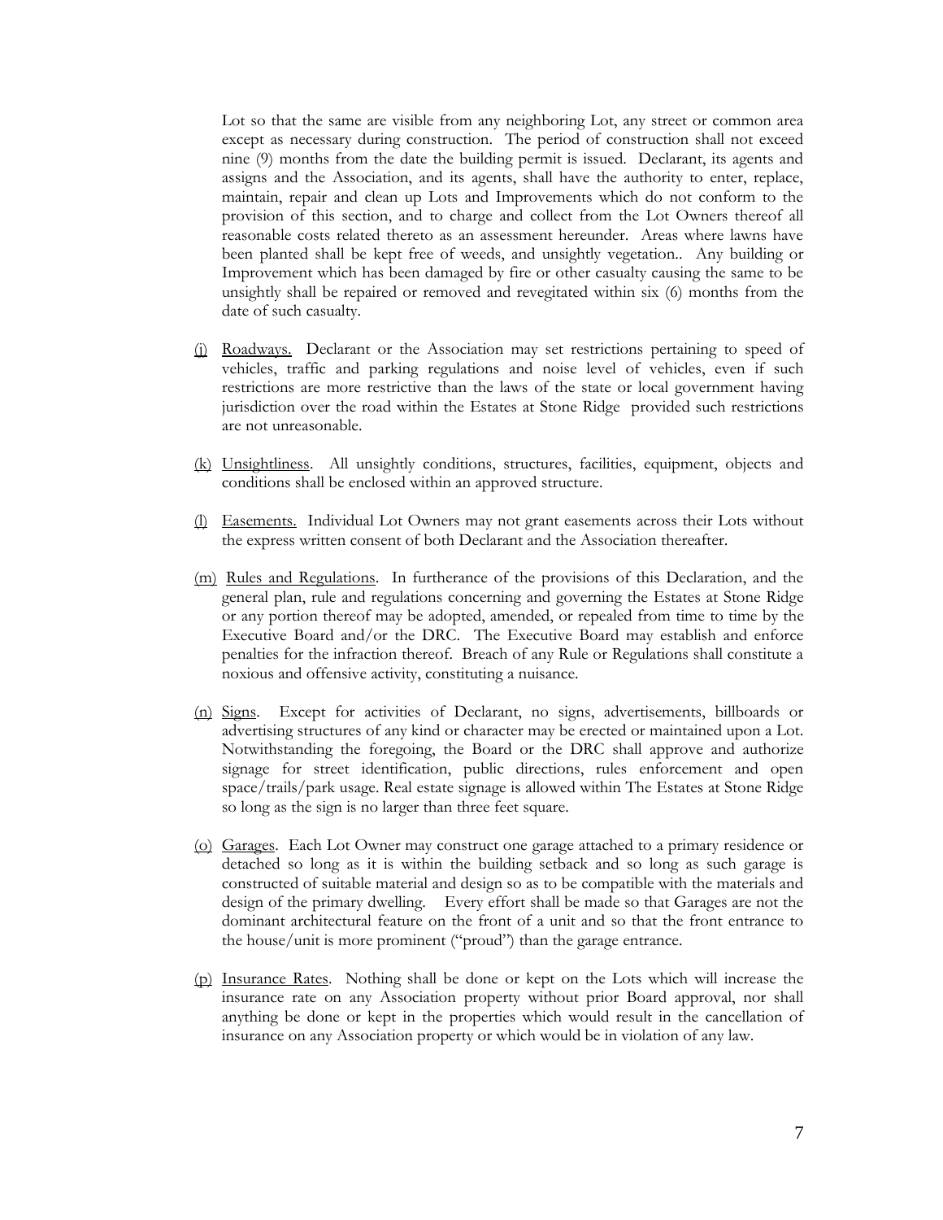Lot so that the same are visible from any neighboring Lot, any street or common area except as necessary during construction. The period of construction shall not exceed nine (9) months from the date the building permit is issued. Declarant, its agents and assigns and the Association, and its agents, shall have the authority to enter, replace, maintain, repair and clean up Lots and Improvements which do not conform to the provision of this section, and to charge and collect from the Lot Owners thereof all reasonable costs related thereto as an assessment hereunder. Areas where lawns have been planted shall be kept free of weeds, and unsightly vegetation.. Any building or Improvement which has been damaged by fire or other casualty causing the same to be unsightly shall be repaired or removed and revegitated within six (6) months from the date of such casualty.

(j) Roadways. Declarant or the Association may set restrictions pertaining to speed of vehicles, traffic and parking regulations and noise level of vehicles, even if such restrictions are more restrictive than the laws of the state or local government having jurisdiction over the road within the Estates at Stone Ridge provided such restrictions are not unreasonable.

(k) Unsightliness. All unsightly conditions, structures, facilities, equipment, objects and conditions shall be enclosed within an approved structure.

(l) Easements. Individual Lot Owners may not grant easements across their Lots without the express written consent of both Declarant and the Association thereafter.

(m) Rules and Regulations. In furtherance of the provisions of this Declaration, and the general plan, rule and regulations concerning and governing the Estates at Stone Ridge or any portion thereof may be adopted, amended, or repealed from time to time by the Executive Board and/or the DRC. The Executive Board may establish and enforce penalties for the infraction thereof. Breach of any Rule or Regulations shall constitute a noxious and offensive activity, constituting a nuisance.

(n) Signs. Except for activities of Declarant, no signs, advertisements, billboards or advertising structures of any kind or character may be erected or maintained upon a Lot. Notwithstanding the foregoing, the Board or the DRC shall approve and authorize signage for street identification, public directions, rules enforcement and open space/trails/park usage. Real estate signage is allowed within The Estates at Stone Ridge so long as the sign is no larger than three feet square.

(o) Garages. Each Lot Owner may construct one garage attached to a primary residence or detached so long as it is within the building setback and so long as such garage is constructed of suitable material and design so as to be compatible with the materials and design of the primary dwelling. Every effort shall be made so that Garages are not the dominant architectural feature on the front of a unit and so that the front entrance to the house/unit is more prominent ("proud") than the garage entrance.

(p) Insurance Rates. Nothing shall be done or kept on the Lots which will increase the insurance rate on any Association property without prior Board approval, nor shall anything be done or kept in the properties which would result in the cancellation of insurance on any Association property or which would be in violation of any law.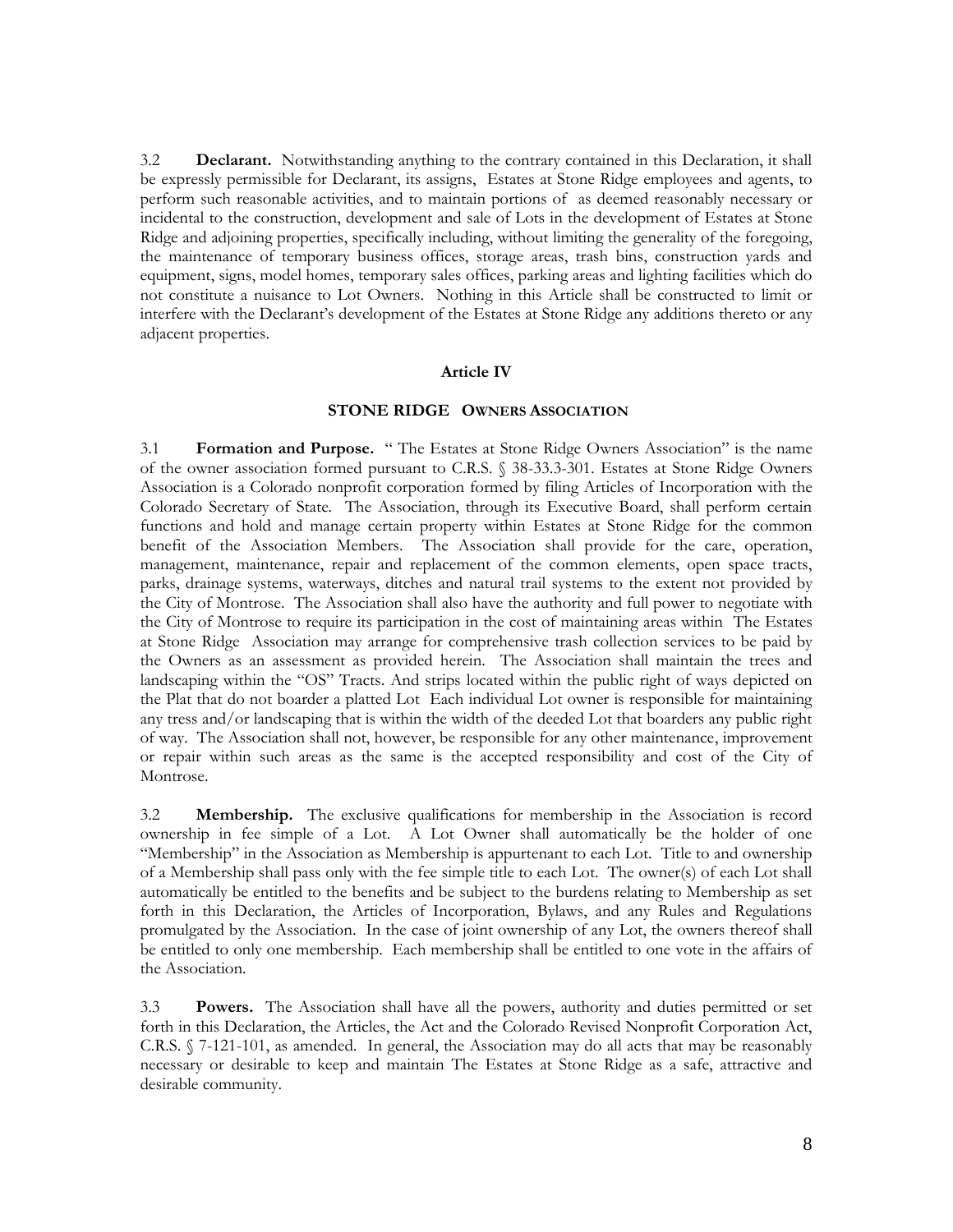3.2 **Declarant.** Notwithstanding anything to the contrary contained in this Declaration, it shall be expressly permissible for Declarant, its assigns, Estates at Stone Ridge employees and agents, to perform such reasonable activities, and to maintain portions of as deemed reasonably necessary or incidental to the construction, development and sale of Lots in the development of Estates at Stone Ridge and adjoining properties, specifically including, without limiting the generality of the foregoing, the maintenance of temporary business offices, storage areas, trash bins, construction yards and equipment, signs, model homes, temporary sales offices, parking areas and lighting facilities which do not constitute a nuisance to Lot Owners. Nothing in this Article shall be constructed to limit or interfere with the Declarant's development of the Estates at Stone Ridge any additions thereto or any adjacent properties.

## Article IV

## STONE RIDGE OWNERS ASSOCIATION

3.1 **Formation and Purpose.** " The Estates at Stone Ridge Owners Association" is the name of the owner association formed pursuant to C.R.S. § 38-33.3-301. Estates at Stone Ridge Owners Association is a Colorado nonprofit corporation formed by filing Articles of Incorporation with the Colorado Secretary of State. The Association, through its Executive Board, shall perform certain functions and hold and manage certain property within Estates at Stone Ridge for the common benefit of the Association Members. The Association shall provide for the care, operation, management, maintenance, repair and replacement of the common elements, open space tracts, parks, drainage systems, waterways, ditches and natural trail systems to the extent not provided by the City of Montrose. The Association shall also have the authority and full power to negotiate with the City of Montrose to require its participation in the cost of maintaining areas within The Estates at Stone Ridge Association may arrange for comprehensive trash collection services to be paid by the Owners as an assessment as provided herein. The Association shall maintain the trees and landscaping within the "OS" Tracts. And strips located within the public right of ways depicted on the Plat that do not boarder a platted Lot Each individual Lot owner is responsible for maintaining any tress and/or landscaping that is within the width of the deeded Lot that boarders any public right of way. The Association shall not, however, be responsible for any other maintenance, improvement or repair within such areas as the same is the accepted responsibility and cost of the City of Montrose.

3.2 **Membership.** The exclusive qualifications for membership in the Association is record ownership in fee simple of a Lot. A Lot Owner shall automatically be the holder of one "Membership" in the Association as Membership is appurtenant to each Lot. Title to and ownership of a Membership shall pass only with the fee simple title to each Lot. The owner(s) of each Lot shall automatically be entitled to the benefits and be subject to the burdens relating to Membership as set forth in this Declaration, the Articles of Incorporation, Bylaws, and any Rules and Regulations promulgated by the Association. In the case of joint ownership of any Lot, the owners thereof shall be entitled to only one membership. Each membership shall be entitled to one vote in the affairs of the Association.

3.3 **Powers.** The Association shall have all the powers, authority and duties permitted or set forth in this Declaration, the Articles, the Act and the Colorado Revised Nonprofit Corporation Act, C.R.S. § 7-121-101, as amended. In general, the Association may do all acts that may be reasonably necessary or desirable to keep and maintain The Estates at Stone Ridge as a safe, attractive and desirable community.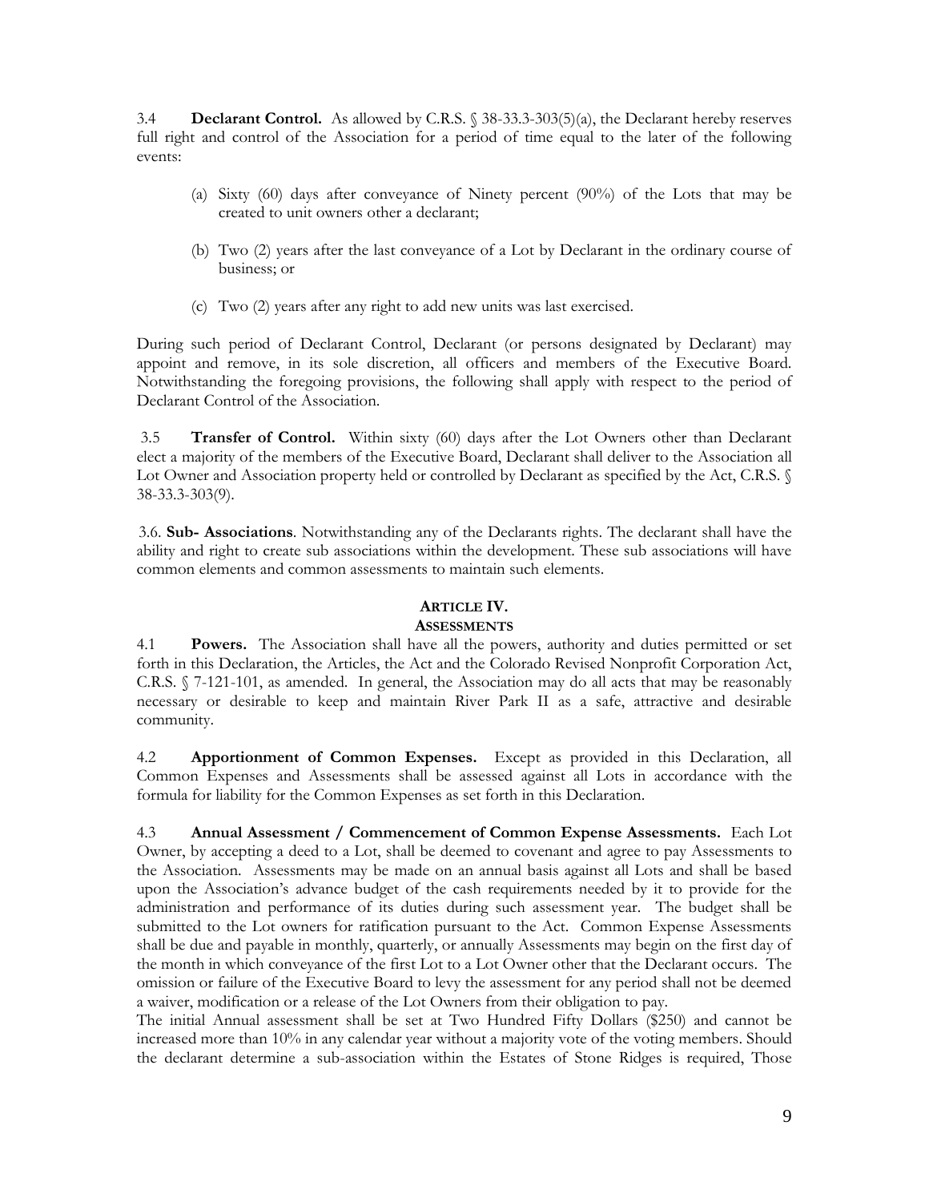3.4 **Declarant Control.** As allowed by C.R.S. § 38-33.3-303(5)(a), the Declarant hereby reserves full right and control of the Association for a period of time equal to the later of the following events:

(a) Sixty (60) days after conveyance of Ninety percent (90%) of the Lots that may be created to unit owners other a declarant;

(b) Two (2) years after the last conveyance of a Lot by Declarant in the ordinary course of business; or

(c) Two (2) years after any right to add new units was last exercised.

During such period of Declarant Control, Declarant (or persons designated by Declarant) may appoint and remove, in its sole discretion, all officers and members of the Executive Board. Notwithstanding the foregoing provisions, the following shall apply with respect to the period of Declarant Control of the Association.

3.5 **Transfer of Control.** Within sixty (60) days after the Lot Owners other than Declarant elect a majority of the members of the Executive Board, Declarant shall deliver to the Association all Lot Owner and Association property held or controlled by Declarant as specified by the Act, C.R.S. § 38-33.3-303(9).

3.6. **Sub- Associations**. Notwithstanding any of the Declarants rights. The declarant shall have the ability and right to create sub associations within the development. These sub associations will have common elements and common assessments to maintain such elements.

## ARTICLE IV.
## ASSESSMENTS

4.1 **Powers.** The Association shall have all the powers, authority and duties permitted or set forth in this Declaration, the Articles, the Act and the Colorado Revised Nonprofit Corporation Act, C.R.S. § 7-121-101, as amended. In general, the Association may do all acts that may be reasonably necessary or desirable to keep and maintain River Park II as a safe, attractive and desirable community.

4.2 **Apportionment of Common Expenses.** Except as provided in this Declaration, all Common Expenses and Assessments shall be assessed against all Lots in accordance with the formula for liability for the Common Expenses as set forth in this Declaration.

4.3 **Annual Assessment / Commencement of Common Expense Assessments.** Each Lot Owner, by accepting a deed to a Lot, shall be deemed to covenant and agree to pay Assessments to the Association. Assessments may be made on an annual basis against all Lots and shall be based upon the Association's advance budget of the cash requirements needed by it to provide for the administration and performance of its duties during such assessment year. The budget shall be submitted to the Lot owners for ratification pursuant to the Act. Common Expense Assessments shall be due and payable in monthly, quarterly, or annually Assessments may begin on the first day of the month in which conveyance of the first Lot to a Lot Owner other that the Declarant occurs. The omission or failure of the Executive Board to levy the assessment for any period shall not be deemed a waiver, modification or a release of the Lot Owners from their obligation to pay.

The initial Annual assessment shall be set at Two Hundred Fifty Dollars ($250) and cannot be increased more than 10% in any calendar year without a majority vote of the voting members. Should the declarant determine a sub-association within the Estates of Stone Ridges is required, Those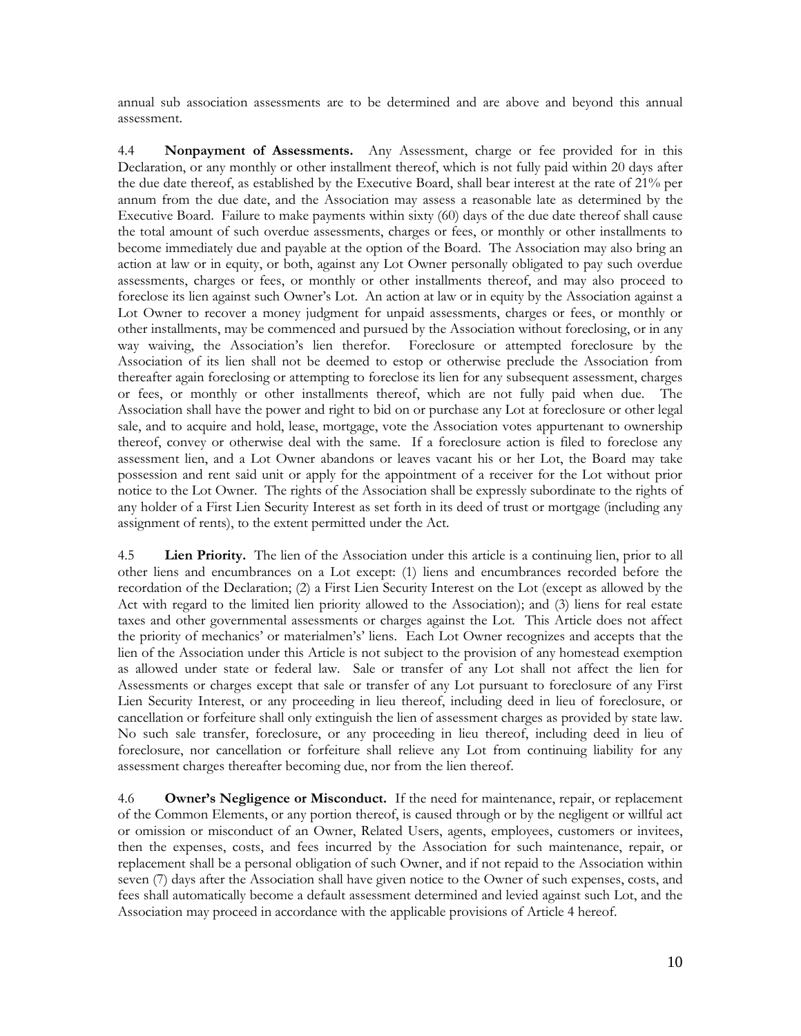annual sub association assessments are to be determined and are above and beyond this annual assessment.

4.4 **Nonpayment of Assessments.** Any Assessment, charge or fee provided for in this Declaration, or any monthly or other installment thereof, which is not fully paid within 20 days after the due date thereof, as established by the Executive Board, shall bear interest at the rate of 21% per annum from the due date, and the Association may assess a reasonable late as determined by the Executive Board. Failure to make payments within sixty (60) days of the due date thereof shall cause the total amount of such overdue assessments, charges or fees, or monthly or other installments to become immediately due and payable at the option of the Board. The Association may also bring an action at law or in equity, or both, against any Lot Owner personally obligated to pay such overdue assessments, charges or fees, or monthly or other installments thereof, and may also proceed to foreclose its lien against such Owner's Lot. An action at law or in equity by the Association against a Lot Owner to recover a money judgment for unpaid assessments, charges or fees, or monthly or other installments, may be commenced and pursued by the Association without foreclosing, or in any way waiving, the Association's lien therefor. Foreclosure or attempted foreclosure by the Association of its lien shall not be deemed to estop or otherwise preclude the Association from thereafter again foreclosing or attempting to foreclose its lien for any subsequent assessment, charges or fees, or monthly or other installments thereof, which are not fully paid when due. The Association shall have the power and right to bid on or purchase any Lot at foreclosure or other legal sale, and to acquire and hold, lease, mortgage, vote the Association votes appurtenant to ownership thereof, convey or otherwise deal with the same. If a foreclosure action is filed to foreclose any assessment lien, and a Lot Owner abandons or leaves vacant his or her Lot, the Board may take possession and rent said unit or apply for the appointment of a receiver for the Lot without prior notice to the Lot Owner. The rights of the Association shall be expressly subordinate to the rights of any holder of a First Lien Security Interest as set forth in its deed of trust or mortgage (including any assignment of rents), to the extent permitted under the Act.

4.5 **Lien Priority.** The lien of the Association under this article is a continuing lien, prior to all other liens and encumbrances on a Lot except: (1) liens and encumbrances recorded before the recordation of the Declaration; (2) a First Lien Security Interest on the Lot (except as allowed by the Act with regard to the limited lien priority allowed to the Association); and (3) liens for real estate taxes and other governmental assessments or charges against the Lot. This Article does not affect the priority of mechanics' or materialmen's' liens. Each Lot Owner recognizes and accepts that the lien of the Association under this Article is not subject to the provision of any homestead exemption as allowed under state or federal law. Sale or transfer of any Lot shall not affect the lien for Assessments or charges except that sale or transfer of any Lot pursuant to foreclosure of any First Lien Security Interest, or any proceeding in lieu thereof, including deed in lieu of foreclosure, or cancellation or forfeiture shall only extinguish the lien of assessment charges as provided by state law. No such sale transfer, foreclosure, or any proceeding in lieu thereof, including deed in lieu of foreclosure, nor cancellation or forfeiture shall relieve any Lot from continuing liability for any assessment charges thereafter becoming due, nor from the lien thereof.

4.6 **Owner's Negligence or Misconduct.** If the need for maintenance, repair, or replacement of the Common Elements, or any portion thereof, is caused through or by the negligent or willful act or omission or misconduct of an Owner, Related Users, agents, employees, customers or invitees, then the expenses, costs, and fees incurred by the Association for such maintenance, repair, or replacement shall be a personal obligation of such Owner, and if not repaid to the Association within seven (7) days after the Association shall have given notice to the Owner of such expenses, costs, and fees shall automatically become a default assessment determined and levied against such Lot, and the Association may proceed in accordance with the applicable provisions of Article 4 hereof.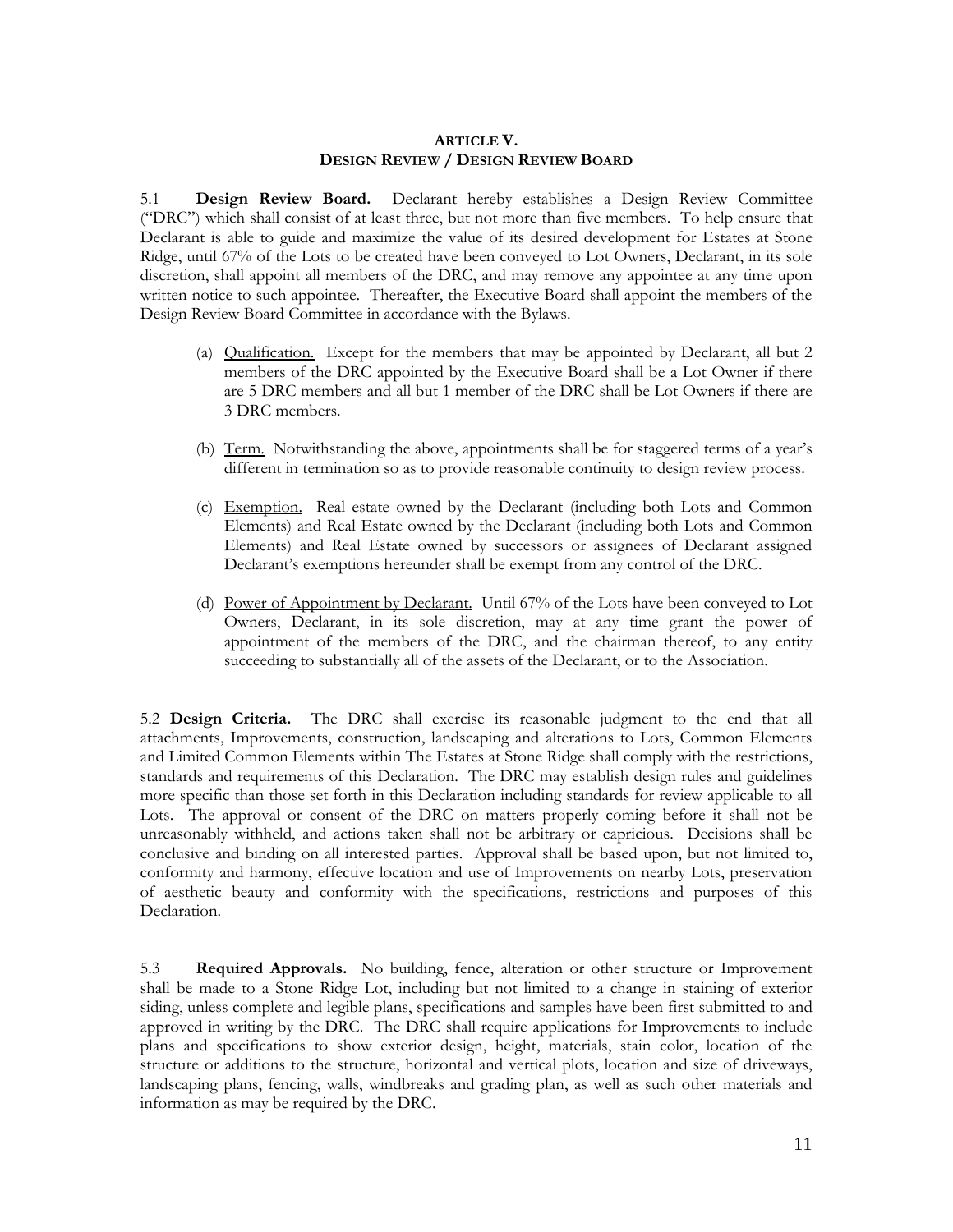## ARTICLE V.
## DESIGN REVIEW / DESIGN REVIEW BOARD

5.1 **Design Review Board.** Declarant hereby establishes a Design Review Committee ("DRC") which shall consist of at least three, but not more than five members. To help ensure that Declarant is able to guide and maximize the value of its desired development for Estates at Stone Ridge, until 67% of the Lots to be created have been conveyed to Lot Owners, Declarant, in its sole discretion, shall appoint all members of the DRC, and may remove any appointee at any time upon written notice to such appointee. Thereafter, the Executive Board shall appoint the members of the Design Review Board Committee in accordance with the Bylaws.

(a) Qualification. Except for the members that may be appointed by Declarant, all but 2 members of the DRC appointed by the Executive Board shall be a Lot Owner if there are 5 DRC members and all but 1 member of the DRC shall be Lot Owners if there are 3 DRC members.

(b) Term. Notwithstanding the above, appointments shall be for staggered terms of a year's different in termination so as to provide reasonable continuity to design review process.

(c) Exemption. Real estate owned by the Declarant (including both Lots and Common Elements) and Real Estate owned by the Declarant (including both Lots and Common Elements) and Real Estate owned by successors or assignees of Declarant assigned Declarant's exemptions hereunder shall be exempt from any control of the DRC.

(d) Power of Appointment by Declarant. Until 67% of the Lots have been conveyed to Lot Owners, Declarant, in its sole discretion, may at any time grant the power of appointment of the members of the DRC, and the chairman thereof, to any entity succeeding to substantially all of the assets of the Declarant, or to the Association.

5.2 **Design Criteria.** The DRC shall exercise its reasonable judgment to the end that all attachments, Improvements, construction, landscaping and alterations to Lots, Common Elements and Limited Common Elements within The Estates at Stone Ridge shall comply with the restrictions, standards and requirements of this Declaration. The DRC may establish design rules and guidelines more specific than those set forth in this Declaration including standards for review applicable to all Lots. The approval or consent of the DRC on matters properly coming before it shall not be unreasonably withheld, and actions taken shall not be arbitrary or capricious. Decisions shall be conclusive and binding on all interested parties. Approval shall be based upon, but not limited to, conformity and harmony, effective location and use of Improvements on nearby Lots, preservation of aesthetic beauty and conformity with the specifications, restrictions and purposes of this Declaration.

5.3 **Required Approvals.** No building, fence, alteration or other structure or Improvement shall be made to a Stone Ridge Lot, including but not limited to a change in staining of exterior siding, unless complete and legible plans, specifications and samples have been first submitted to and approved in writing by the DRC. The DRC shall require applications for Improvements to include plans and specifications to show exterior design, height, materials, stain color, location of the structure or additions to the structure, horizontal and vertical plots, location and size of driveways, landscaping plans, fencing, walls, windbreaks and grading plan, as well as such other materials and information as may be required by the DRC.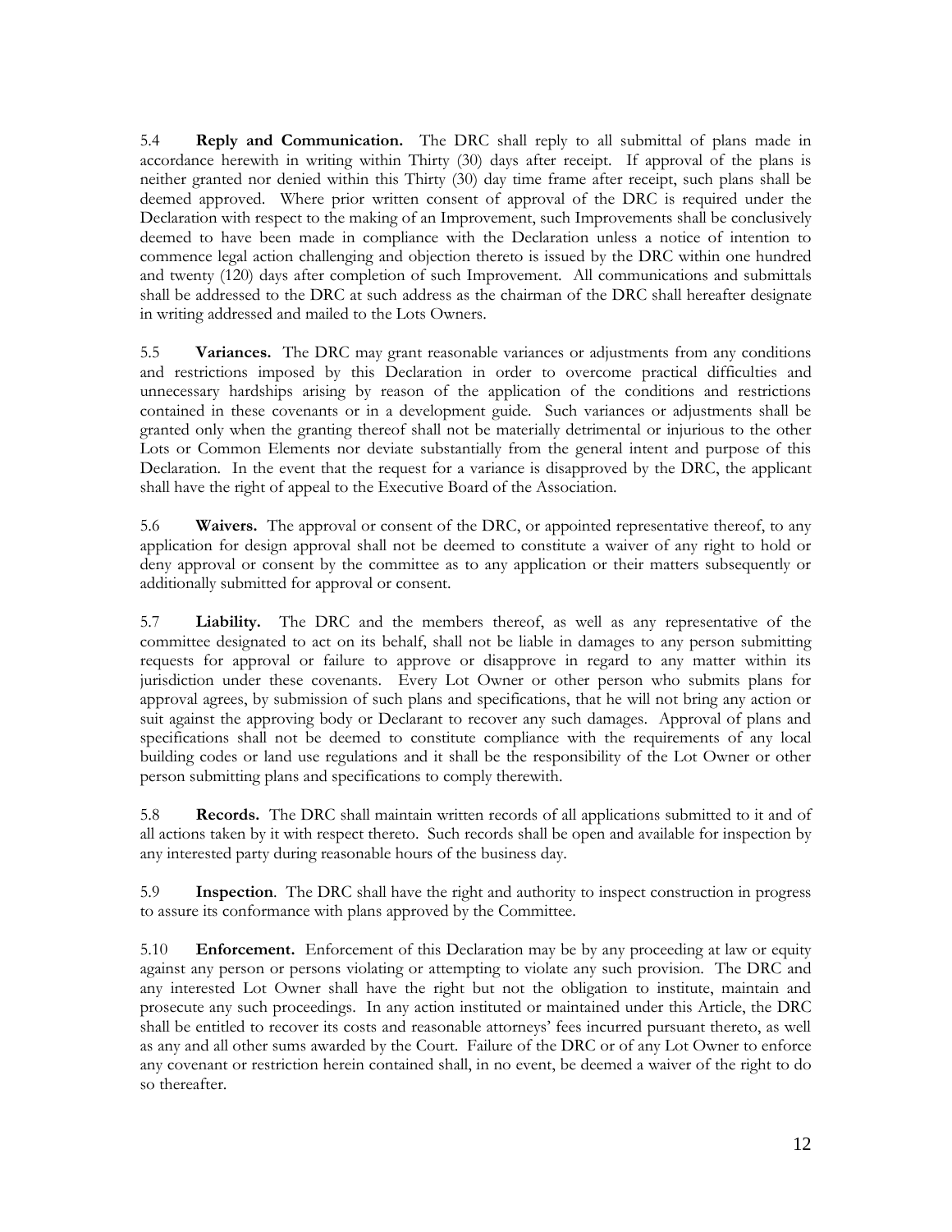5.4 **Reply and Communication.** The DRC shall reply to all submittal of plans made in accordance herewith in writing within Thirty (30) days after receipt. If approval of the plans is neither granted nor denied within this Thirty (30) day time frame after receipt, such plans shall be deemed approved. Where prior written consent of approval of the DRC is required under the Declaration with respect to the making of an Improvement, such Improvements shall be conclusively deemed to have been made in compliance with the Declaration unless a notice of intention to commence legal action challenging and objection thereto is issued by the DRC within one hundred and twenty (120) days after completion of such Improvement. All communications and submittals shall be addressed to the DRC at such address as the chairman of the DRC shall hereafter designate in writing addressed and mailed to the Lots Owners.

5.5 **Variances.** The DRC may grant reasonable variances or adjustments from any conditions and restrictions imposed by this Declaration in order to overcome practical difficulties and unnecessary hardships arising by reason of the application of the conditions and restrictions contained in these covenants or in a development guide. Such variances or adjustments shall be granted only when the granting thereof shall not be materially detrimental or injurious to the other Lots or Common Elements nor deviate substantially from the general intent and purpose of this Declaration. In the event that the request for a variance is disapproved by the DRC, the applicant shall have the right of appeal to the Executive Board of the Association.

5.6 **Waivers.** The approval or consent of the DRC, or appointed representative thereof, to any application for design approval shall not be deemed to constitute a waiver of any right to hold or deny approval or consent by the committee as to any application or their matters subsequently or additionally submitted for approval or consent.

5.7 **Liability.** The DRC and the members thereof, as well as any representative of the committee designated to act on its behalf, shall not be liable in damages to any person submitting requests for approval or failure to approve or disapprove in regard to any matter within its jurisdiction under these covenants. Every Lot Owner or other person who submits plans for approval agrees, by submission of such plans and specifications, that he will not bring any action or suit against the approving body or Declarant to recover any such damages. Approval of plans and specifications shall not be deemed to constitute compliance with the requirements of any local building codes or land use regulations and it shall be the responsibility of the Lot Owner or other person submitting plans and specifications to comply therewith.

5.8 **Records.** The DRC shall maintain written records of all applications submitted to it and of all actions taken by it with respect thereto. Such records shall be open and available for inspection by any interested party during reasonable hours of the business day.

5.9 **Inspection**. The DRC shall have the right and authority to inspect construction in progress to assure its conformance with plans approved by the Committee.

5.10 **Enforcement.** Enforcement of this Declaration may be by any proceeding at law or equity against any person or persons violating or attempting to violate any such provision. The DRC and any interested Lot Owner shall have the right but not the obligation to institute, maintain and prosecute any such proceedings. In any action instituted or maintained under this Article, the DRC shall be entitled to recover its costs and reasonable attorneys' fees incurred pursuant thereto, as well as any and all other sums awarded by the Court. Failure of the DRC or of any Lot Owner to enforce any covenant or restriction herein contained shall, in no event, be deemed a waiver of the right to do so thereafter.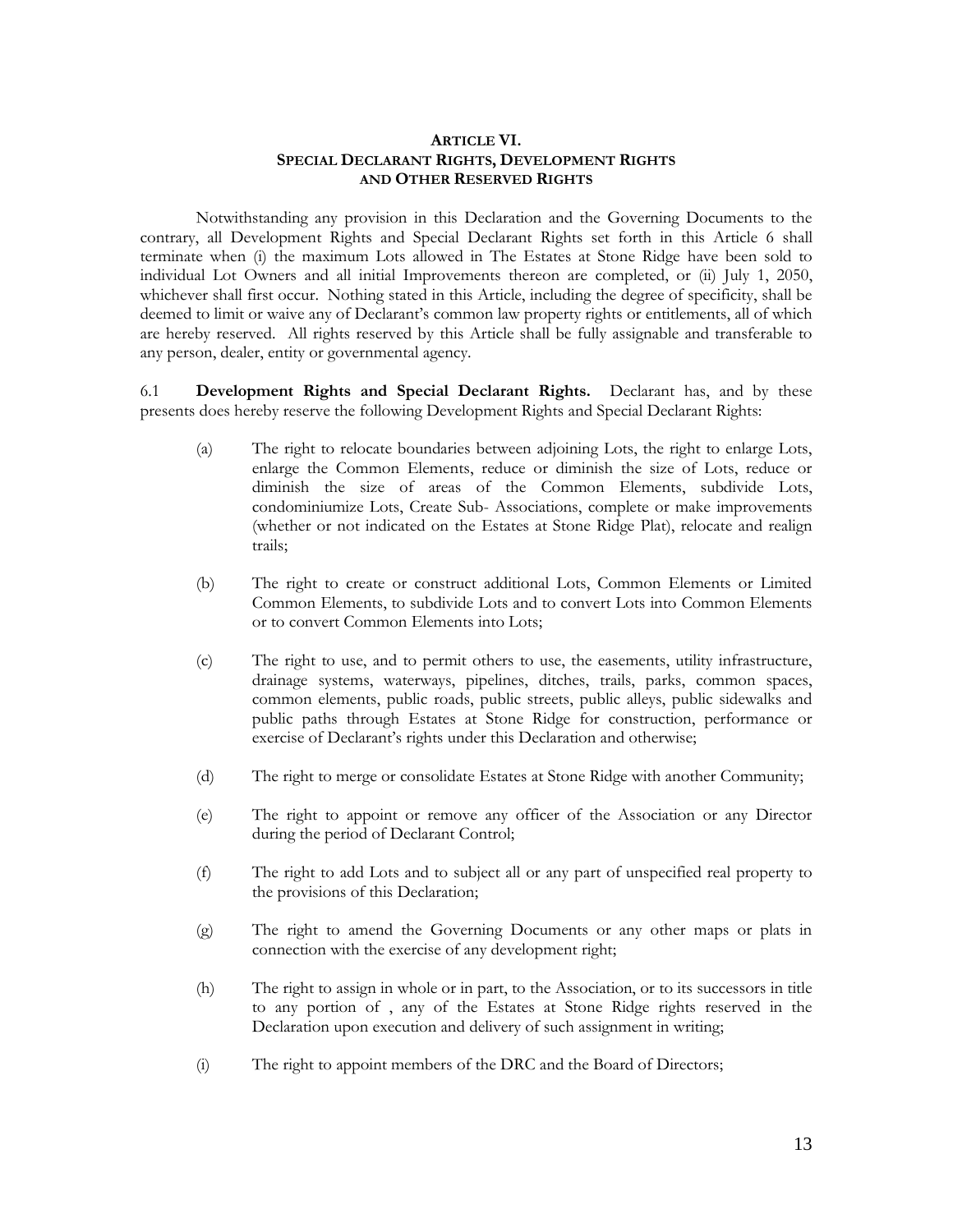## ARTICLE VI.
## SPECIAL DECLARANT RIGHTS, DEVELOPMENT RIGHTS AND OTHER RESERVED RIGHTS

Notwithstanding any provision in this Declaration and the Governing Documents to the contrary, all Development Rights and Special Declarant Rights set forth in this Article 6 shall terminate when (i) the maximum Lots allowed in The Estates at Stone Ridge have been sold to individual Lot Owners and all initial Improvements thereon are completed, or (ii) July 1, 2050, whichever shall first occur. Nothing stated in this Article, including the degree of specificity, shall be deemed to limit or waive any of Declarant's common law property rights or entitlements, all of which are hereby reserved. All rights reserved by this Article shall be fully assignable and transferable to any person, dealer, entity or governmental agency.

6.1 **Development Rights and Special Declarant Rights.** Declarant has, and by these presents does hereby reserve the following Development Rights and Special Declarant Rights:

(a) The right to relocate boundaries between adjoining Lots, the right to enlarge Lots, enlarge the Common Elements, reduce or diminish the size of Lots, reduce or diminish the size of areas of the Common Elements, subdivide Lots, condominiumize Lots, Create Sub- Associations, complete or make improvements (whether or not indicated on the Estates at Stone Ridge Plat), relocate and realign trails;

(b) The right to create or construct additional Lots, Common Elements or Limited Common Elements, to subdivide Lots and to convert Lots into Common Elements or to convert Common Elements into Lots;

(c) The right to use, and to permit others to use, the easements, utility infrastructure, drainage systems, waterways, pipelines, ditches, trails, parks, common spaces, common elements, public roads, public streets, public alleys, public sidewalks and public paths through Estates at Stone Ridge for construction, performance or exercise of Declarant's rights under this Declaration and otherwise;

(d) The right to merge or consolidate Estates at Stone Ridge with another Community;

(e) The right to appoint or remove any officer of the Association or any Director during the period of Declarant Control;

(f) The right to add Lots and to subject all or any part of unspecified real property to the provisions of this Declaration;

(g) The right to amend the Governing Documents or any other maps or plats in connection with the exercise of any development right;

(h) The right to assign in whole or in part, to the Association, or to its successors in title to any portion of , any of the Estates at Stone Ridge rights reserved in the Declaration upon execution and delivery of such assignment in writing;

(i) The right to appoint members of the DRC and the Board of Directors;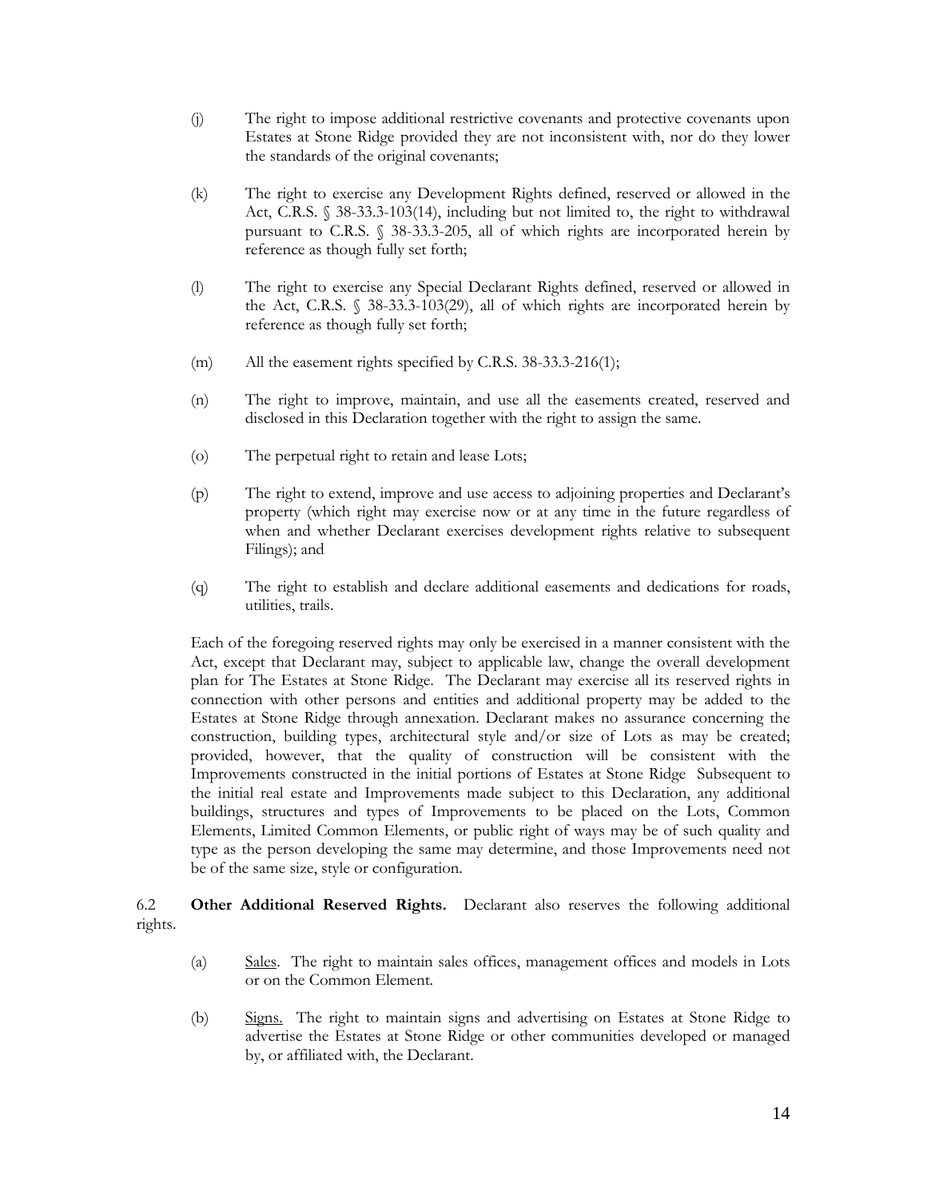(j) The right to impose additional restrictive covenants and protective covenants upon Estates at Stone Ridge provided they are not inconsistent with, nor do they lower the standards of the original covenants;

(k) The right to exercise any Development Rights defined, reserved or allowed in the Act, C.R.S. § 38-33.3-103(14), including but not limited to, the right to withdrawal pursuant to C.R.S. § 38-33.3-205, all of which rights are incorporated herein by reference as though fully set forth;

(l) The right to exercise any Special Declarant Rights defined, reserved or allowed in the Act, C.R.S. § 38-33.3-103(29), all of which rights are incorporated herein by reference as though fully set forth;

(m) All the easement rights specified by C.R.S. 38-33.3-216(1);

(n) The right to improve, maintain, and use all the easements created, reserved and disclosed in this Declaration together with the right to assign the same.

(o) The perpetual right to retain and lease Lots;

(p) The right to extend, improve and use access to adjoining properties and Declarant's property (which right may exercise now or at any time in the future regardless of when and whether Declarant exercises development rights relative to subsequent Filings); and

(q) The right to establish and declare additional easements and dedications for roads, utilities, trails.

Each of the foregoing reserved rights may only be exercised in a manner consistent with the Act, except that Declarant may, subject to applicable law, change the overall development plan for The Estates at Stone Ridge. The Declarant may exercise all its reserved rights in connection with other persons and entities and additional property may be added to the Estates at Stone Ridge through annexation. Declarant makes no assurance concerning the construction, building types, architectural style and/or size of Lots as may be created; provided, however, that the quality of construction will be consistent with the Improvements constructed in the initial portions of Estates at Stone Ridge Subsequent to the initial real estate and Improvements made subject to this Declaration, any additional buildings, structures and types of Improvements to be placed on the Lots, Common Elements, Limited Common Elements, or public right of ways may be of such quality and type as the person developing the same may determine, and those Improvements need not be of the same size, style or configuration.

6.2 **Other Additional Reserved Rights.** Declarant also reserves the following additional rights.

(a) Sales. The right to maintain sales offices, management offices and models in Lots or on the Common Element.

(b) Signs. The right to maintain signs and advertising on Estates at Stone Ridge to advertise the Estates at Stone Ridge or other communities developed or managed by, or affiliated with, the Declarant.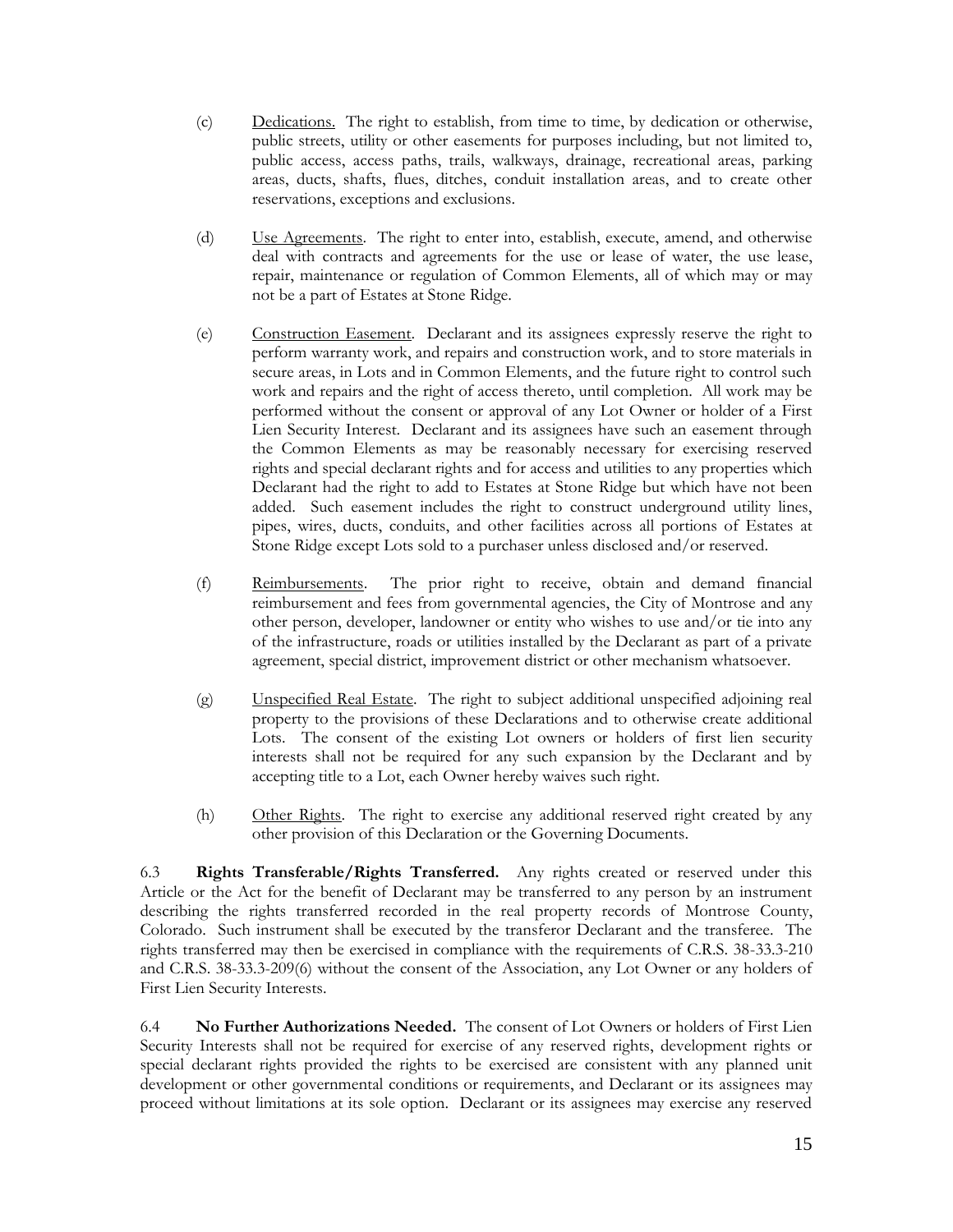(c) Dedications. The right to establish, from time to time, by dedication or otherwise, public streets, utility or other easements for purposes including, but not limited to, public access, access paths, trails, walkways, drainage, recreational areas, parking areas, ducts, shafts, flues, ditches, conduit installation areas, and to create other reservations, exceptions and exclusions.

(d) Use Agreements. The right to enter into, establish, execute, amend, and otherwise deal with contracts and agreements for the use or lease of water, the use lease, repair, maintenance or regulation of Common Elements, all of which may or may not be a part of Estates at Stone Ridge.

(e) Construction Easement. Declarant and its assignees expressly reserve the right to perform warranty work, and repairs and construction work, and to store materials in secure areas, in Lots and in Common Elements, and the future right to control such work and repairs and the right of access thereto, until completion. All work may be performed without the consent or approval of any Lot Owner or holder of a First Lien Security Interest. Declarant and its assignees have such an easement through the Common Elements as may be reasonably necessary for exercising reserved rights and special declarant rights and for access and utilities to any properties which Declarant had the right to add to Estates at Stone Ridge but which have not been added. Such easement includes the right to construct underground utility lines, pipes, wires, ducts, conduits, and other facilities across all portions of Estates at Stone Ridge except Lots sold to a purchaser unless disclosed and/or reserved.

(f) Reimbursements. The prior right to receive, obtain and demand financial reimbursement and fees from governmental agencies, the City of Montrose and any other person, developer, landowner or entity who wishes to use and/or tie into any of the infrastructure, roads or utilities installed by the Declarant as part of a private agreement, special district, improvement district or other mechanism whatsoever.

(g) Unspecified Real Estate. The right to subject additional unspecified adjoining real property to the provisions of these Declarations and to otherwise create additional Lots. The consent of the existing Lot owners or holders of first lien security interests shall not be required for any such expansion by the Declarant and by accepting title to a Lot, each Owner hereby waives such right.

(h) Other Rights. The right to exercise any additional reserved right created by any other provision of this Declaration or the Governing Documents.

6.3 **Rights Transferable/Rights Transferred.** Any rights created or reserved under this Article or the Act for the benefit of Declarant may be transferred to any person by an instrument describing the rights transferred recorded in the real property records of Montrose County, Colorado. Such instrument shall be executed by the transferor Declarant and the transferee. The rights transferred may then be exercised in compliance with the requirements of C.R.S. 38-33.3-210 and C.R.S. 38-33.3-209(6) without the consent of the Association, any Lot Owner or any holders of First Lien Security Interests.

6.4 **No Further Authorizations Needed.** The consent of Lot Owners or holders of First Lien Security Interests shall not be required for exercise of any reserved rights, development rights or special declarant rights provided the rights to be exercised are consistent with any planned unit development or other governmental conditions or requirements, and Declarant or its assignees may proceed without limitations at its sole option. Declarant or its assignees may exercise any reserved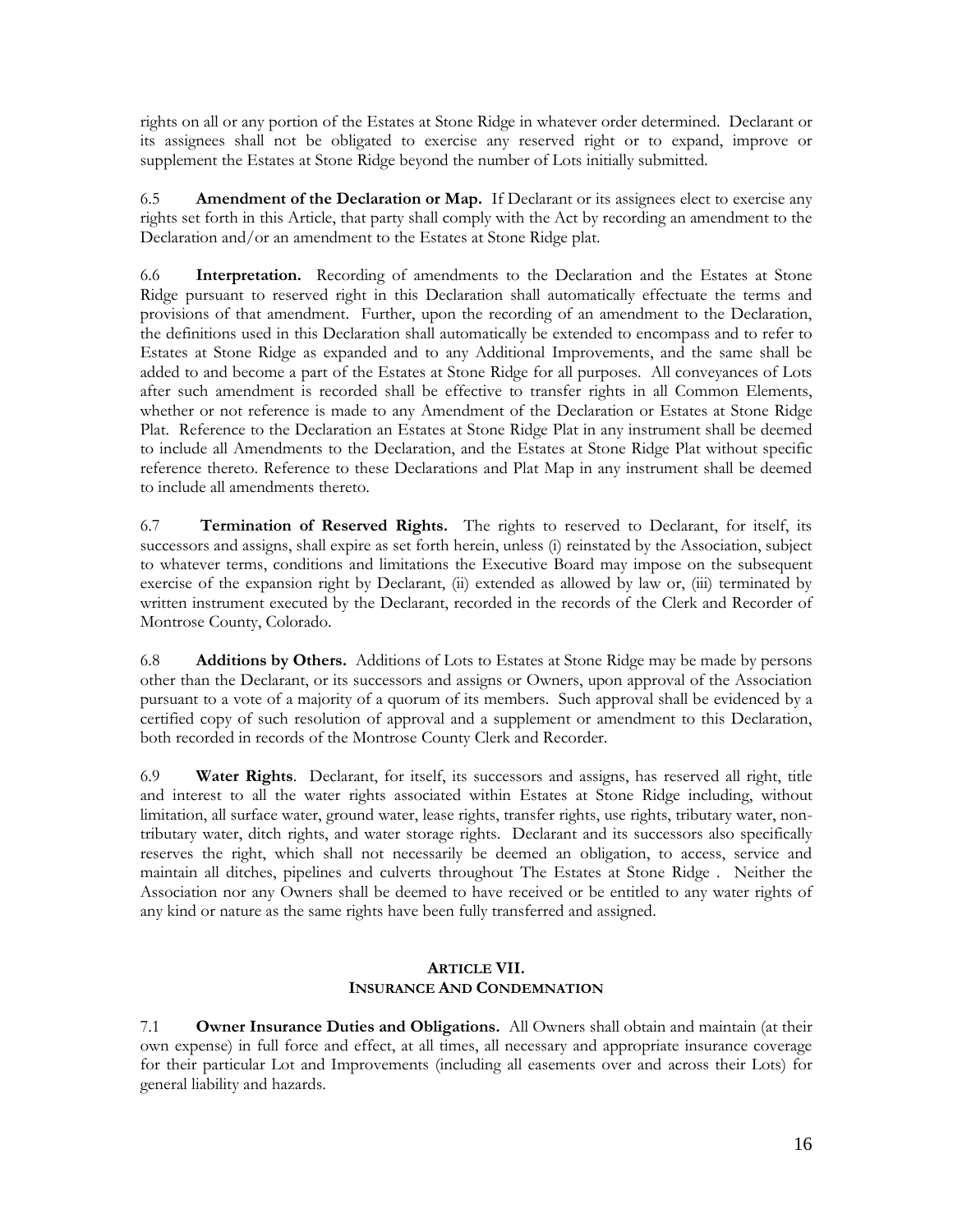rights on all or any portion of the Estates at Stone Ridge in whatever order determined. Declarant or its assignees shall not be obligated to exercise any reserved right or to expand, improve or supplement the Estates at Stone Ridge beyond the number of Lots initially submitted.

6.5 **Amendment of the Declaration or Map.** If Declarant or its assignees elect to exercise any rights set forth in this Article, that party shall comply with the Act by recording an amendment to the Declaration and/or an amendment to the Estates at Stone Ridge plat.

6.6 **Interpretation.** Recording of amendments to the Declaration and the Estates at Stone Ridge pursuant to reserved right in this Declaration shall automatically effectuate the terms and provisions of that amendment. Further, upon the recording of an amendment to the Declaration, the definitions used in this Declaration shall automatically be extended to encompass and to refer to Estates at Stone Ridge as expanded and to any Additional Improvements, and the same shall be added to and become a part of the Estates at Stone Ridge for all purposes. All conveyances of Lots after such amendment is recorded shall be effective to transfer rights in all Common Elements, whether or not reference is made to any Amendment of the Declaration or Estates at Stone Ridge Plat. Reference to the Declaration an Estates at Stone Ridge Plat in any instrument shall be deemed to include all Amendments to the Declaration, and the Estates at Stone Ridge Plat without specific reference thereto. Reference to these Declarations and Plat Map in any instrument shall be deemed to include all amendments thereto.

6.7 **Termination of Reserved Rights.** The rights to reserved to Declarant, for itself, its successors and assigns, shall expire as set forth herein, unless (i) reinstated by the Association, subject to whatever terms, conditions and limitations the Executive Board may impose on the subsequent exercise of the expansion right by Declarant, (ii) extended as allowed by law or, (iii) terminated by written instrument executed by the Declarant, recorded in the records of the Clerk and Recorder of Montrose County, Colorado.

6.8 **Additions by Others.** Additions of Lots to Estates at Stone Ridge may be made by persons other than the Declarant, or its successors and assigns or Owners, upon approval of the Association pursuant to a vote of a majority of a quorum of its members. Such approval shall be evidenced by a certified copy of such resolution of approval and a supplement or amendment to this Declaration, both recorded in records of the Montrose County Clerk and Recorder.

6.9 **Water Rights**. Declarant, for itself, its successors and assigns, has reserved all right, title and interest to all the water rights associated within Estates at Stone Ridge including, without limitation, all surface water, ground water, lease rights, transfer rights, use rights, tributary water, non-tributary water, ditch rights, and water storage rights. Declarant and its successors also specifically reserves the right, which shall not necessarily be deemed an obligation, to access, service and maintain all ditches, pipelines and culverts throughout The Estates at Stone Ridge . Neither the Association nor any Owners shall be deemed to have received or be entitled to any water rights of any kind or nature as the same rights have been fully transferred and assigned.

## ARTICLE VII.
## INSURANCE AND CONDEMNATION

7.1 **Owner Insurance Duties and Obligations.** All Owners shall obtain and maintain (at their own expense) in full force and effect, at all times, all necessary and appropriate insurance coverage for their particular Lot and Improvements (including all easements over and across their Lots) for general liability and hazards.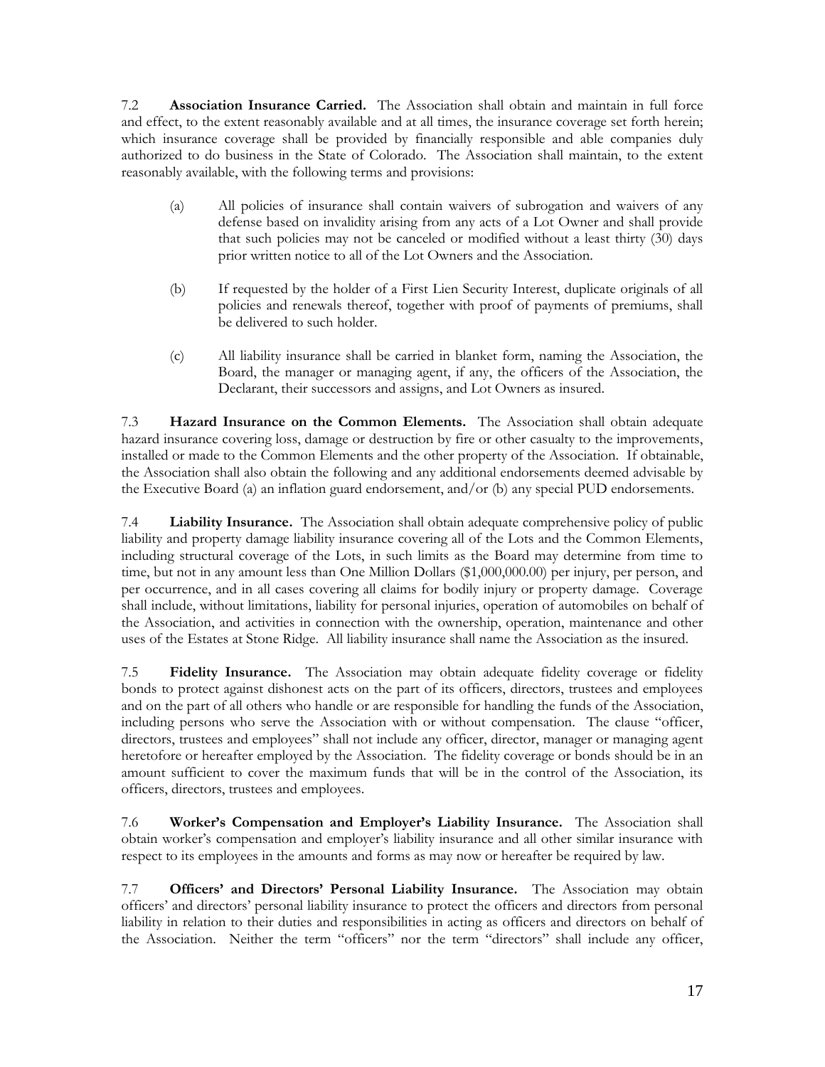7.2 **Association Insurance Carried.** The Association shall obtain and maintain in full force and effect, to the extent reasonably available and at all times, the insurance coverage set forth herein; which insurance coverage shall be provided by financially responsible and able companies duly authorized to do business in the State of Colorado. The Association shall maintain, to the extent reasonably available, with the following terms and provisions:

(a) All policies of insurance shall contain waivers of subrogation and waivers of any defense based on invalidity arising from any acts of a Lot Owner and shall provide that such policies may not be canceled or modified without a least thirty (30) days prior written notice to all of the Lot Owners and the Association.

(b) If requested by the holder of a First Lien Security Interest, duplicate originals of all policies and renewals thereof, together with proof of payments of premiums, shall be delivered to such holder.

(c) All liability insurance shall be carried in blanket form, naming the Association, the Board, the manager or managing agent, if any, the officers of the Association, the Declarant, their successors and assigns, and Lot Owners as insured.

7.3 **Hazard Insurance on the Common Elements.** The Association shall obtain adequate hazard insurance covering loss, damage or destruction by fire or other casualty to the improvements, installed or made to the Common Elements and the other property of the Association. If obtainable, the Association shall also obtain the following and any additional endorsements deemed advisable by the Executive Board (a) an inflation guard endorsement, and/or (b) any special PUD endorsements.

7.4 **Liability Insurance.** The Association shall obtain adequate comprehensive policy of public liability and property damage liability insurance covering all of the Lots and the Common Elements, including structural coverage of the Lots, in such limits as the Board may determine from time to time, but not in any amount less than One Million Dollars ($1,000,000.00) per injury, per person, and per occurrence, and in all cases covering all claims for bodily injury or property damage. Coverage shall include, without limitations, liability for personal injuries, operation of automobiles on behalf of the Association, and activities in connection with the ownership, operation, maintenance and other uses of the Estates at Stone Ridge. All liability insurance shall name the Association as the insured.

7.5 **Fidelity Insurance.** The Association may obtain adequate fidelity coverage or fidelity bonds to protect against dishonest acts on the part of its officers, directors, trustees and employees and on the part of all others who handle or are responsible for handling the funds of the Association, including persons who serve the Association with or without compensation. The clause "officer, directors, trustees and employees" shall not include any officer, director, manager or managing agent heretofore or hereafter employed by the Association. The fidelity coverage or bonds should be in an amount sufficient to cover the maximum funds that will be in the control of the Association, its officers, directors, trustees and employees.

7.6 **Worker's Compensation and Employer's Liability Insurance.** The Association shall obtain worker's compensation and employer's liability insurance and all other similar insurance with respect to its employees in the amounts and forms as may now or hereafter be required by law.

7.7 **Officers' and Directors' Personal Liability Insurance.** The Association may obtain officers' and directors' personal liability insurance to protect the officers and directors from personal liability in relation to their duties and responsibilities in acting as officers and directors on behalf of the Association. Neither the term "officers" nor the term "directors" shall include any officer,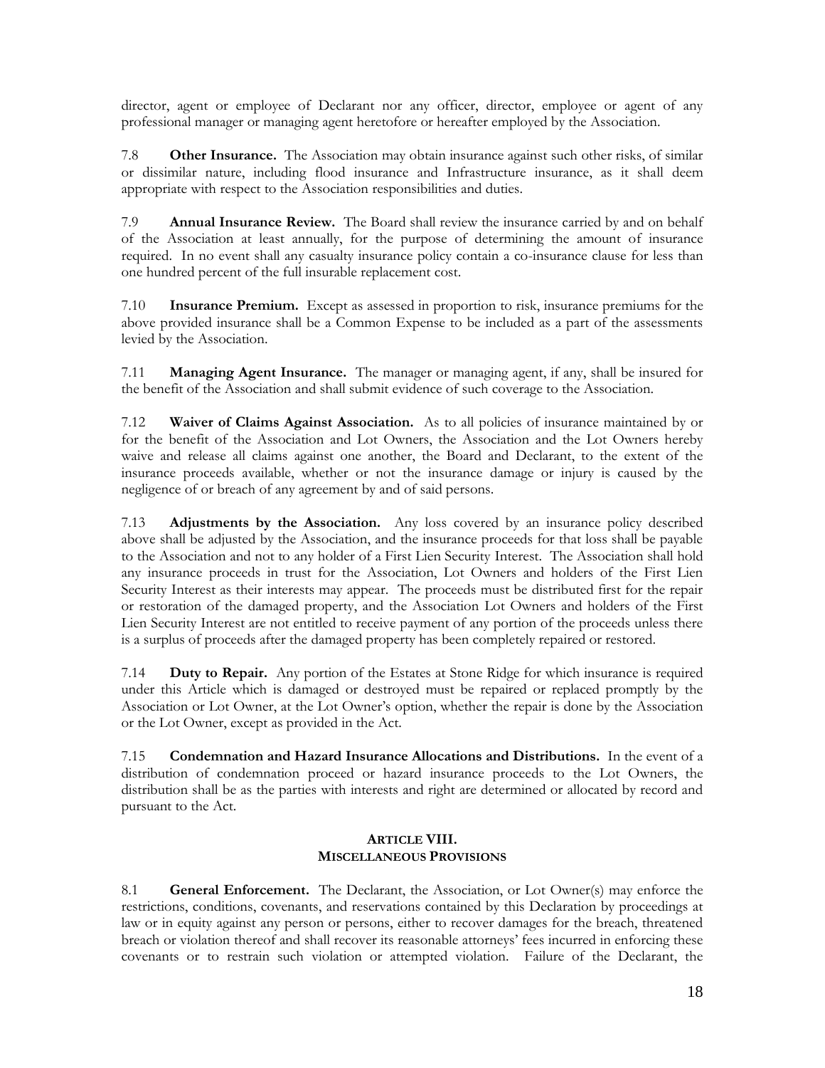director, agent or employee of Declarant nor any officer, director, employee or agent of any professional manager or managing agent heretofore or hereafter employed by the Association.

7.8 **Other Insurance.** The Association may obtain insurance against such other risks, of similar or dissimilar nature, including flood insurance and Infrastructure insurance, as it shall deem appropriate with respect to the Association responsibilities and duties.

7.9 **Annual Insurance Review.** The Board shall review the insurance carried by and on behalf of the Association at least annually, for the purpose of determining the amount of insurance required. In no event shall any casualty insurance policy contain a co-insurance clause for less than one hundred percent of the full insurable replacement cost.

7.10 **Insurance Premium.** Except as assessed in proportion to risk, insurance premiums for the above provided insurance shall be a Common Expense to be included as a part of the assessments levied by the Association.

7.11 **Managing Agent Insurance.** The manager or managing agent, if any, shall be insured for the benefit of the Association and shall submit evidence of such coverage to the Association.

7.12 **Waiver of Claims Against Association.** As to all policies of insurance maintained by or for the benefit of the Association and Lot Owners, the Association and the Lot Owners hereby waive and release all claims against one another, the Board and Declarant, to the extent of the insurance proceeds available, whether or not the insurance damage or injury is caused by the negligence of or breach of any agreement by and of said persons.

7.13 **Adjustments by the Association.** Any loss covered by an insurance policy described above shall be adjusted by the Association, and the insurance proceeds for that loss shall be payable to the Association and not to any holder of a First Lien Security Interest. The Association shall hold any insurance proceeds in trust for the Association, Lot Owners and holders of the First Lien Security Interest as their interests may appear. The proceeds must be distributed first for the repair or restoration of the damaged property, and the Association Lot Owners and holders of the First Lien Security Interest are not entitled to receive payment of any portion of the proceeds unless there is a surplus of proceeds after the damaged property has been completely repaired or restored.

7.14 **Duty to Repair.** Any portion of the Estates at Stone Ridge for which insurance is required under this Article which is damaged or destroyed must be repaired or replaced promptly by the Association or Lot Owner, at the Lot Owner's option, whether the repair is done by the Association or the Lot Owner, except as provided in the Act.

7.15 **Condemnation and Hazard Insurance Allocations and Distributions.** In the event of a distribution of condemnation proceed or hazard insurance proceeds to the Lot Owners, the distribution shall be as the parties with interests and right are determined or allocated by record and pursuant to the Act.

## ARTICLE VIII.
## MISCELLANEOUS PROVISIONS

8.1 **General Enforcement.** The Declarant, the Association, or Lot Owner(s) may enforce the restrictions, conditions, covenants, and reservations contained by this Declaration by proceedings at law or in equity against any person or persons, either to recover damages for the breach, threatened breach or violation thereof and shall recover its reasonable attorneys' fees incurred in enforcing these covenants or to restrain such violation or attempted violation. Failure of the Declarant, the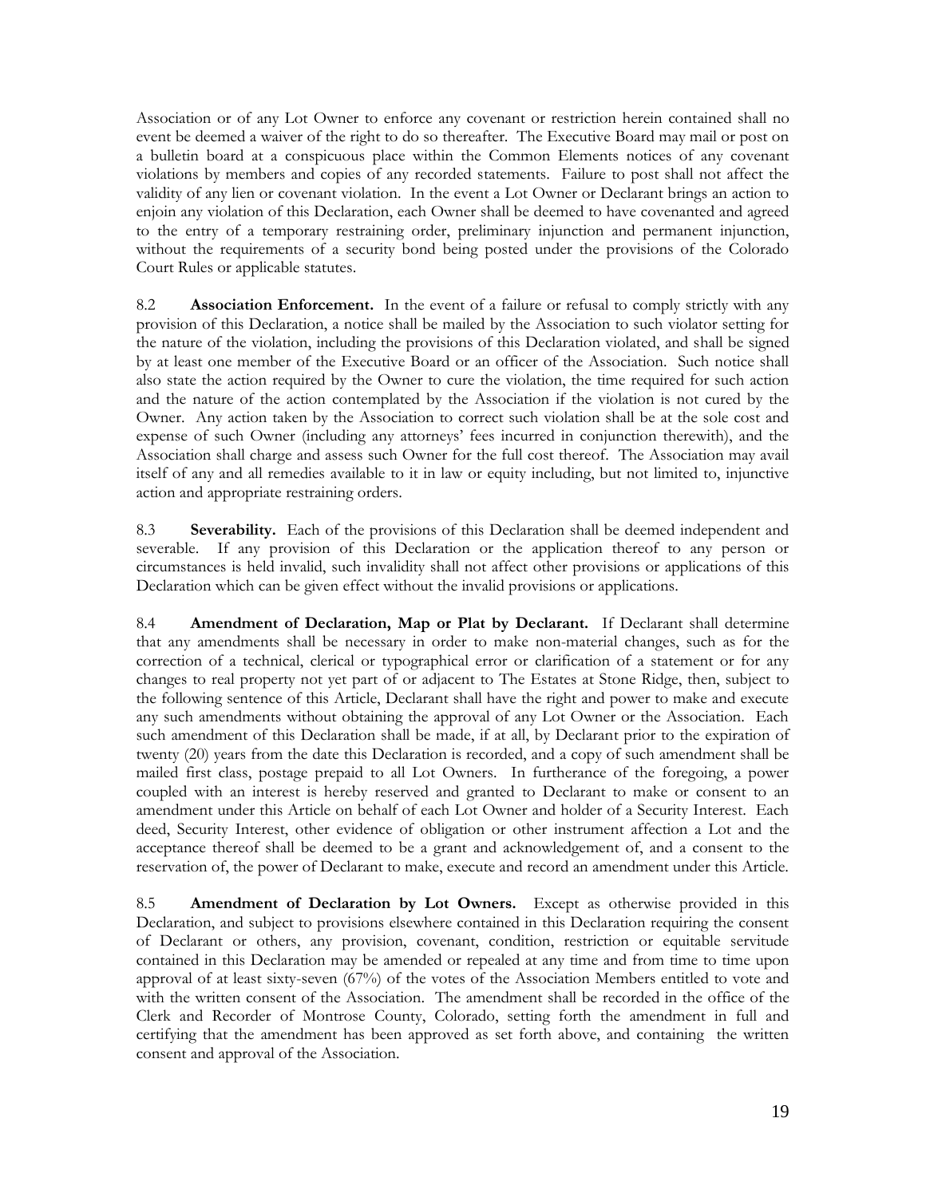Association or of any Lot Owner to enforce any covenant or restriction herein contained shall no event be deemed a waiver of the right to do so thereafter. The Executive Board may mail or post on a bulletin board at a conspicuous place within the Common Elements notices of any covenant violations by members and copies of any recorded statements. Failure to post shall not affect the validity of any lien or covenant violation. In the event a Lot Owner or Declarant brings an action to enjoin any violation of this Declaration, each Owner shall be deemed to have covenanted and agreed to the entry of a temporary restraining order, preliminary injunction and permanent injunction, without the requirements of a security bond being posted under the provisions of the Colorado Court Rules or applicable statutes.

8.2 **Association Enforcement.** In the event of a failure or refusal to comply strictly with any provision of this Declaration, a notice shall be mailed by the Association to such violator setting for the nature of the violation, including the provisions of this Declaration violated, and shall be signed by at least one member of the Executive Board or an officer of the Association. Such notice shall also state the action required by the Owner to cure the violation, the time required for such action and the nature of the action contemplated by the Association if the violation is not cured by the Owner. Any action taken by the Association to correct such violation shall be at the sole cost and expense of such Owner (including any attorneys' fees incurred in conjunction therewith), and the Association shall charge and assess such Owner for the full cost thereof. The Association may avail itself of any and all remedies available to it in law or equity including, but not limited to, injunctive action and appropriate restraining orders.

8.3 **Severability.** Each of the provisions of this Declaration shall be deemed independent and severable. If any provision of this Declaration or the application thereof to any person or circumstances is held invalid, such invalidity shall not affect other provisions or applications of this Declaration which can be given effect without the invalid provisions or applications.

8.4 **Amendment of Declaration, Map or Plat by Declarant.** If Declarant shall determine that any amendments shall be necessary in order to make non-material changes, such as for the correction of a technical, clerical or typographical error or clarification of a statement or for any changes to real property not yet part of or adjacent to The Estates at Stone Ridge, then, subject to the following sentence of this Article, Declarant shall have the right and power to make and execute any such amendments without obtaining the approval of any Lot Owner or the Association. Each such amendment of this Declaration shall be made, if at all, by Declarant prior to the expiration of twenty (20) years from the date this Declaration is recorded, and a copy of such amendment shall be mailed first class, postage prepaid to all Lot Owners. In furtherance of the foregoing, a power coupled with an interest is hereby reserved and granted to Declarant to make or consent to an amendment under this Article on behalf of each Lot Owner and holder of a Security Interest. Each deed, Security Interest, other evidence of obligation or other instrument affection a Lot and the acceptance thereof shall be deemed to be a grant and acknowledgement of, and a consent to the reservation of, the power of Declarant to make, execute and record an amendment under this Article.

8.5 **Amendment of Declaration by Lot Owners.** Except as otherwise provided in this Declaration, and subject to provisions elsewhere contained in this Declaration requiring the consent of Declarant or others, any provision, covenant, condition, restriction or equitable servitude contained in this Declaration may be amended or repealed at any time and from time to time upon approval of at least sixty-seven (67%) of the votes of the Association Members entitled to vote and with the written consent of the Association. The amendment shall be recorded in the office of the Clerk and Recorder of Montrose County, Colorado, setting forth the amendment in full and certifying that the amendment has been approved as set forth above, and containing the written consent and approval of the Association.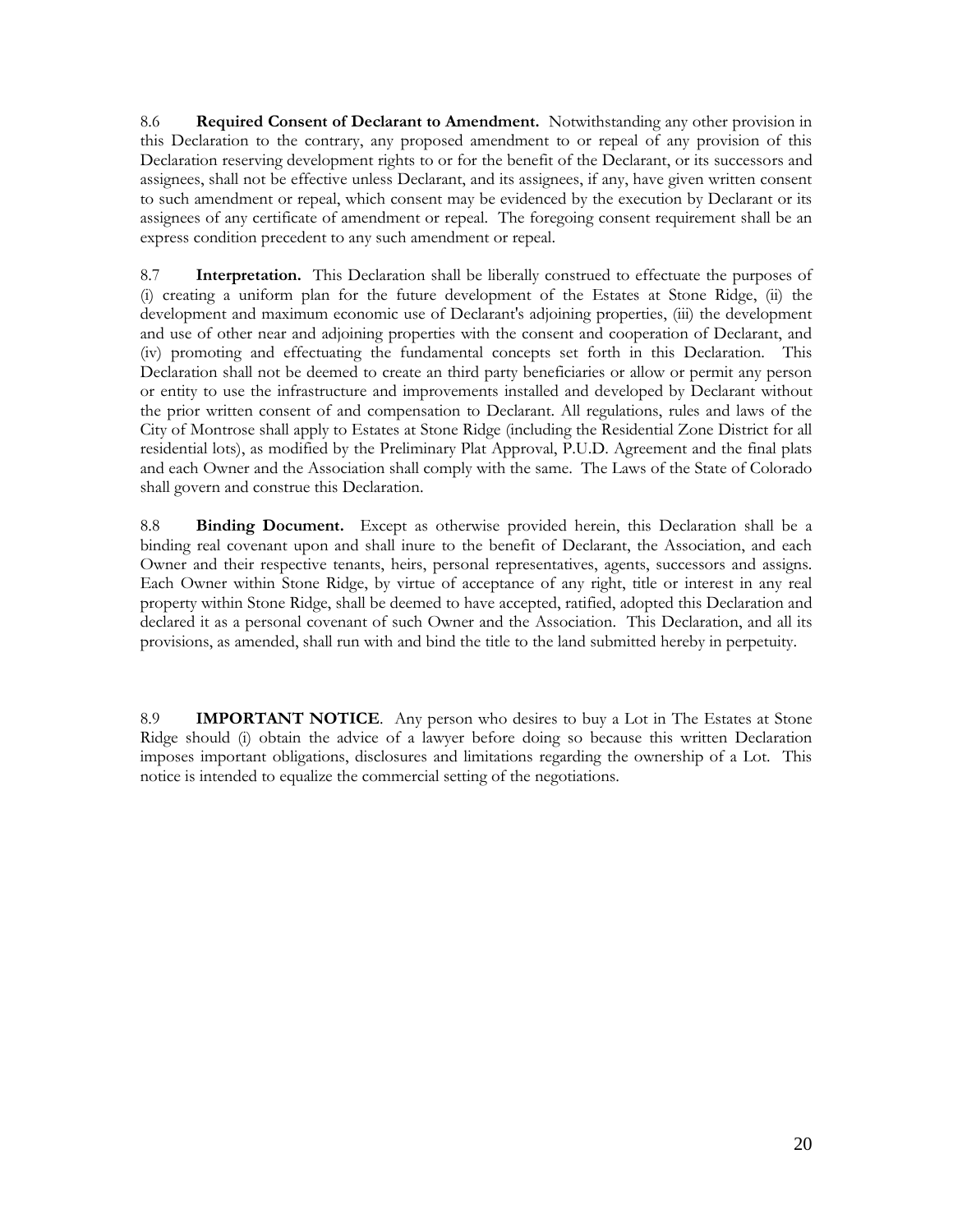8.6 **Required Consent of Declarant to Amendment.** Notwithstanding any other provision in this Declaration to the contrary, any proposed amendment to or repeal of any provision of this Declaration reserving development rights to or for the benefit of the Declarant, or its successors and assignees, shall not be effective unless Declarant, and its assignees, if any, have given written consent to such amendment or repeal, which consent may be evidenced by the execution by Declarant or its assignees of any certificate of amendment or repeal. The foregoing consent requirement shall be an express condition precedent to any such amendment or repeal.

8.7 **Interpretation.** This Declaration shall be liberally construed to effectuate the purposes of (i) creating a uniform plan for the future development of the Estates at Stone Ridge, (ii) the development and maximum economic use of Declarant's adjoining properties, (iii) the development and use of other near and adjoining properties with the consent and cooperation of Declarant, and (iv) promoting and effectuating the fundamental concepts set forth in this Declaration. This Declaration shall not be deemed to create an third party beneficiaries or allow or permit any person or entity to use the infrastructure and improvements installed and developed by Declarant without the prior written consent of and compensation to Declarant. All regulations, rules and laws of the City of Montrose shall apply to Estates at Stone Ridge (including the Residential Zone District for all residential lots), as modified by the Preliminary Plat Approval, P.U.D. Agreement and the final plats and each Owner and the Association shall comply with the same. The Laws of the State of Colorado shall govern and construe this Declaration.

8.8 **Binding Document.** Except as otherwise provided herein, this Declaration shall be a binding real covenant upon and shall inure to the benefit of Declarant, the Association, and each Owner and their respective tenants, heirs, personal representatives, agents, successors and assigns. Each Owner within Stone Ridge, by virtue of acceptance of any right, title or interest in any real property within Stone Ridge, shall be deemed to have accepted, ratified, adopted this Declaration and declared it as a personal covenant of such Owner and the Association. This Declaration, and all its provisions, as amended, shall run with and bind the title to the land submitted hereby in perpetuity.

8.9 **IMPORTANT NOTICE**. Any person who desires to buy a Lot in The Estates at Stone Ridge should (i) obtain the advice of a lawyer before doing so because this written Declaration imposes important obligations, disclosures and limitations regarding the ownership of a Lot. This notice is intended to equalize the commercial setting of the negotiations.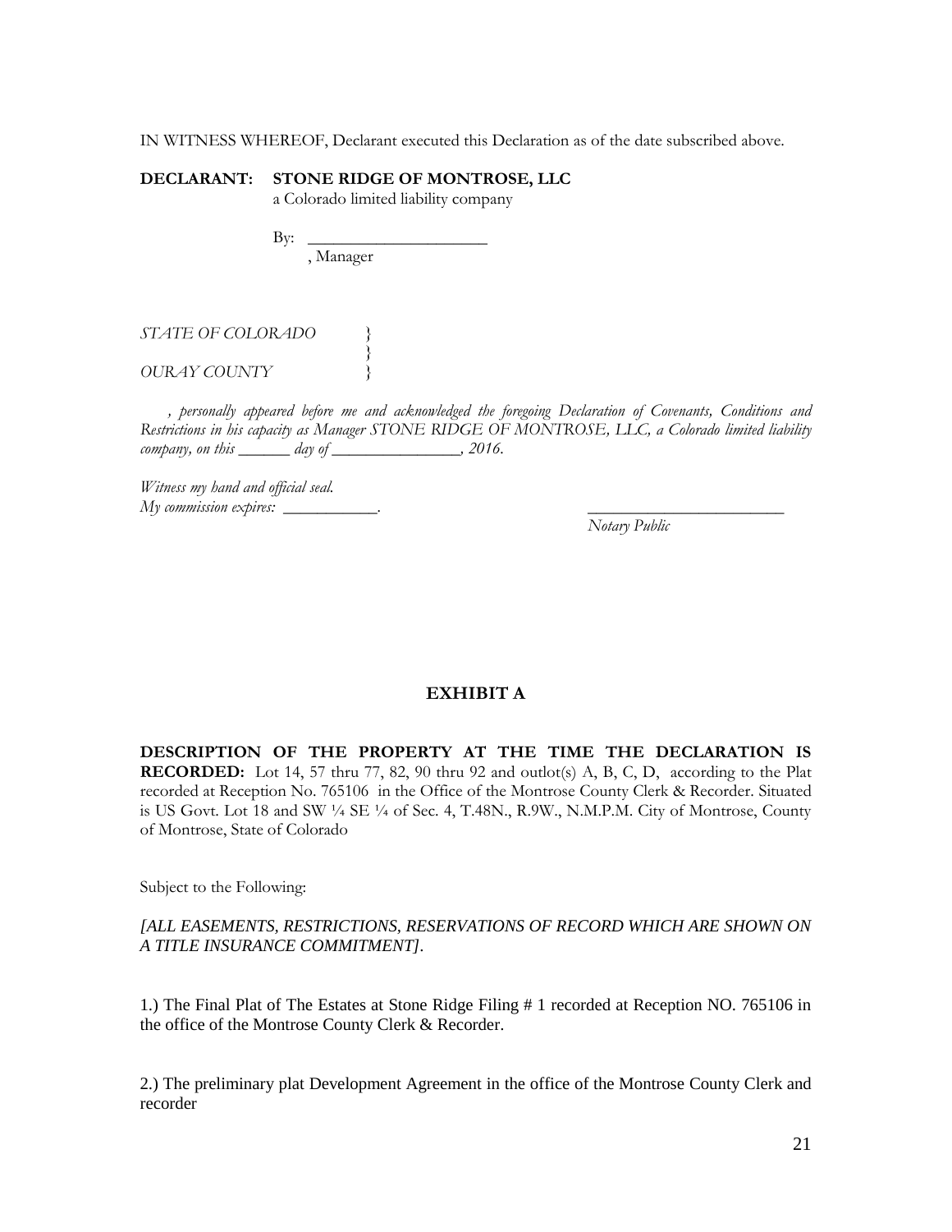IN WITNESS WHEREOF, Declarant executed this Declaration as of the date subscribed above.

**DECLARANT: STONE RIDGE OF MONTROSE, LLC**
a Colorado limited liability company

By: ______________________
, Manager

*STATE OF COLORADO }*
*}*
*OURAY COUNTY }*

*, personally appeared before me and acknowledged the foregoing Declaration of Covenants, Conditions and Restrictions in his capacity as Manager STONE RIDGE OF MONTROSE, LLC, a Colorado limited liability company, on this ______ day of ________________, 2016.*

*Witness my hand and official seal.*
*My commission expires: ___________.*

________________________
*Notary Public*

## EXHIBIT A

**DESCRIPTION OF THE PROPERTY AT THE TIME THE DECLARATION IS RECORDED:** Lot 14, 57 thru 77, 82, 90 thru 92 and outlot(s) A, B, C, D, according to the Plat recorded at Reception No. 765106 in the Office of the Montrose County Clerk & Recorder. Situated is US Govt. Lot 18 and SW ¼ SE ¼ of Sec. 4, T.48N., R.9W., N.M.P.M. City of Montrose, County of Montrose, State of Colorado

Subject to the Following:

*[ALL EASEMENTS, RESTRICTIONS, RESERVATIONS OF RECORD WHICH ARE SHOWN ON A TITLE INSURANCE COMMITMENT].*

1.) The Final Plat of The Estates at Stone Ridge Filing # 1 recorded at Reception NO. 765106 in the office of the Montrose County Clerk & Recorder.

2.) The preliminary plat Development Agreement in the office of the Montrose County Clerk and recorder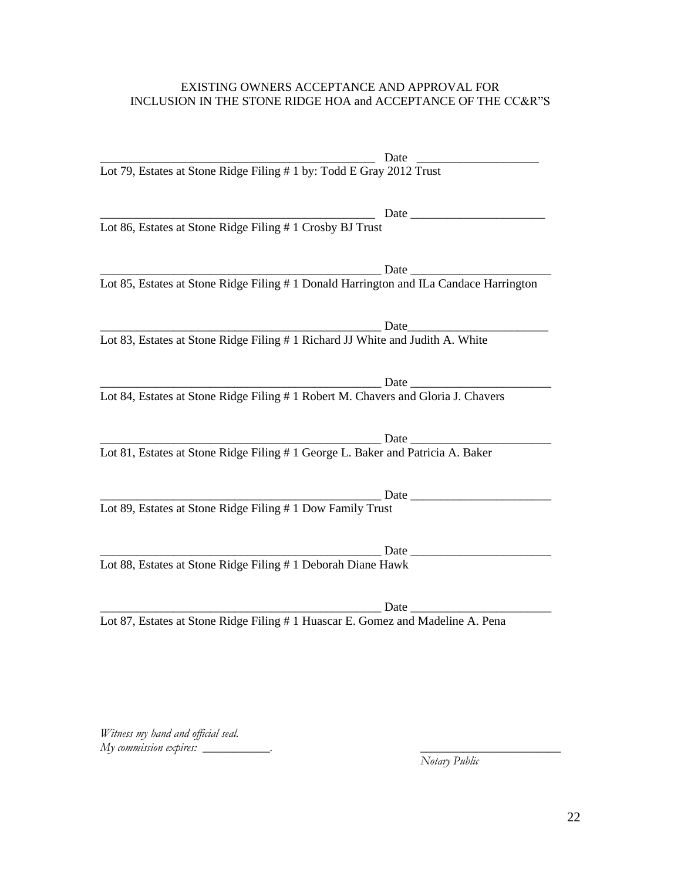EXISTING OWNERS ACCEPTANCE AND APPROVAL FOR
INCLUSION IN THE STONE RIDGE HOA and ACCEPTANCE OF THE CC&R"S

_______________________________________________ Date ____________________
Lot 79, Estates at Stone Ridge Filing # 1 by: Todd E Gray 2012 Trust

_______________________________________________ Date ______________________
Lot 86, Estates at Stone Ridge Filing # 1 Crosby BJ Trust

________________________________________________ Date _______________________
Lot 85, Estates at Stone Ridge Filing # 1 Donald Harrington and ILa Candace Harrington

________________________________________________ Date_______________________
Lot 83, Estates at Stone Ridge Filing # 1 Richard JJ White and Judith A. White

________________________________________________ Date _______________________
Lot 84, Estates at Stone Ridge Filing # 1 Robert M. Chavers and Gloria J. Chavers

________________________________________________ Date _______________________
Lot 81, Estates at Stone Ridge Filing # 1 George L. Baker and Patricia A. Baker

________________________________________________ Date _______________________
Lot 89, Estates at Stone Ridge Filing # 1 Dow Family Trust

________________________________________________ Date _______________________
Lot 88, Estates at Stone Ridge Filing # 1 Deborah Diane Hawk

________________________________________________ Date _______________________
Lot 87, Estates at Stone Ridge Filing # 1 Huascar E. Gomez and Madeline A. Pena

*Witness my hand and official seal.*
*My commission expires:* ___________.

________________________
*Notary Public*